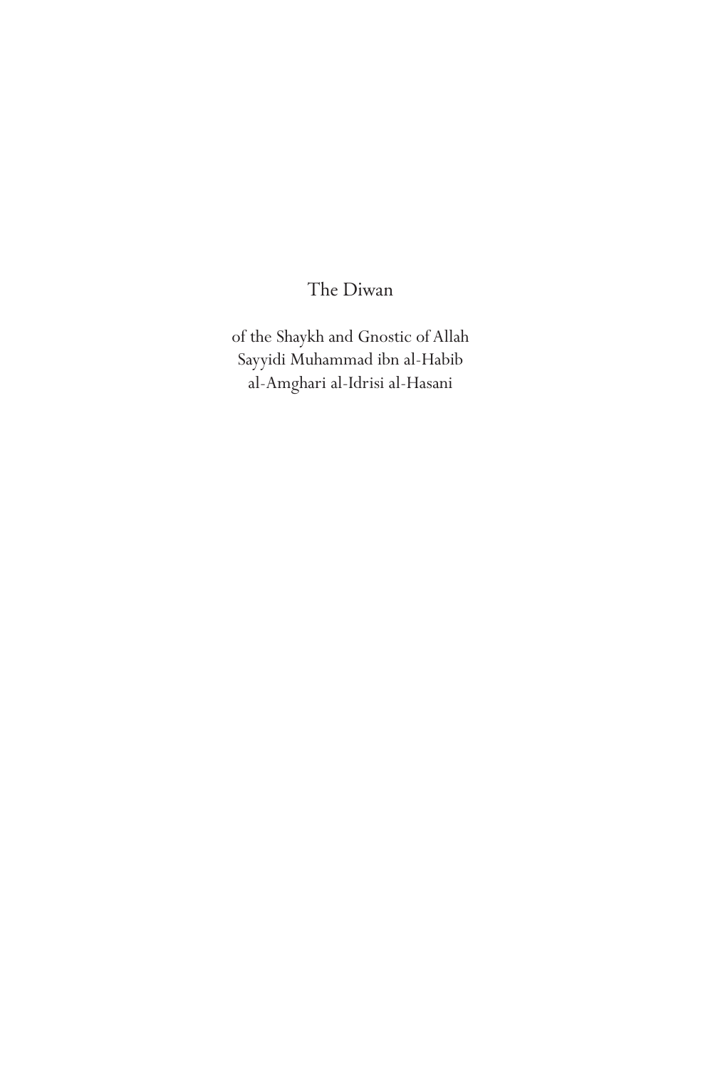# The Diwan

of the Shaykh and Gnostic of Allah
Sayyidi Muhammad ibn al-Habib
al-Amghari al-Idrisi al-Hasani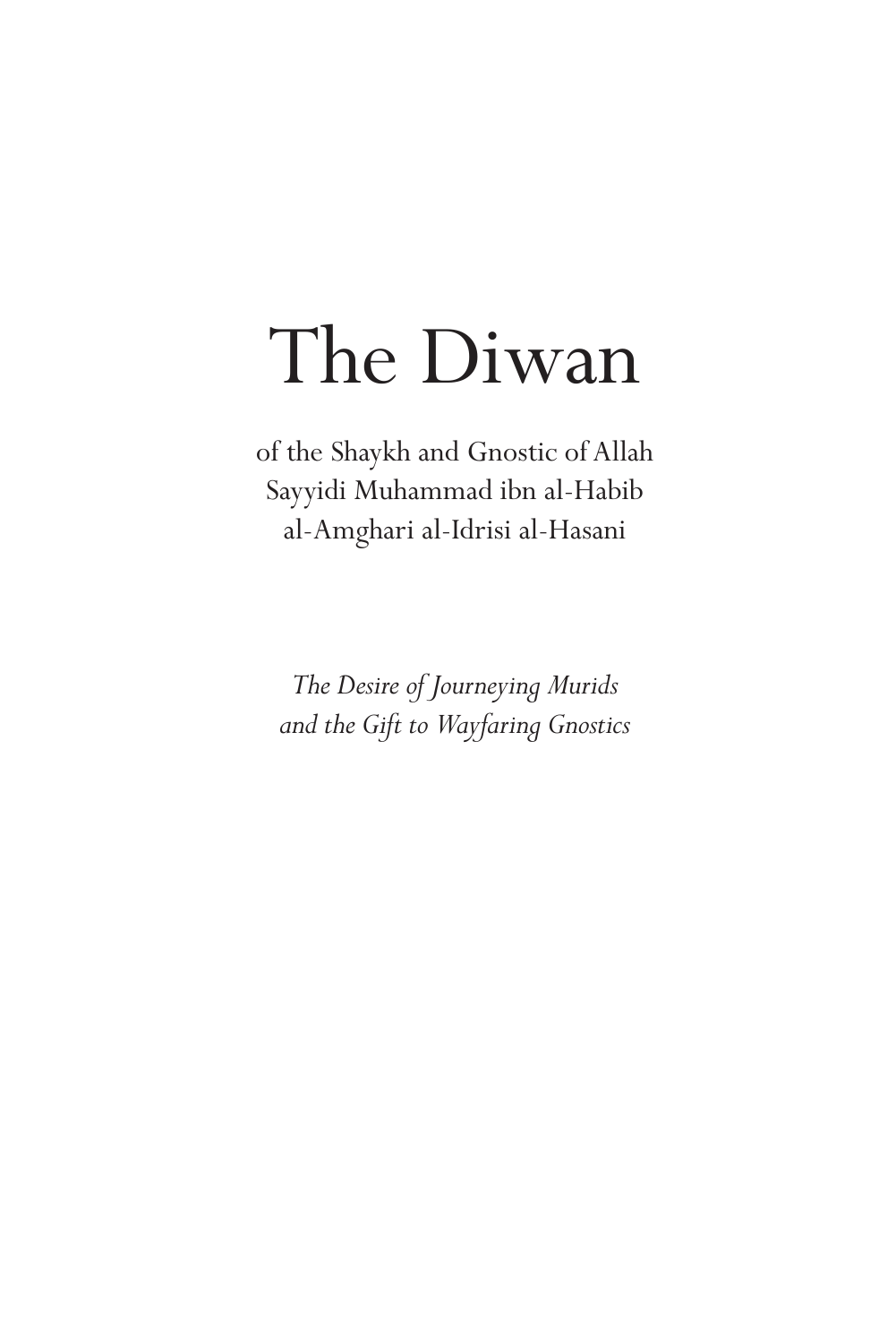# The Diwan

of the Shaykh and Gnostic of Allah
Sayyidi Muhammad ibn al-Habib
al-Amghari al-Idrisi al-Hasani

*The Desire of Journeying Murids*
*and the Gift to Wayfaring Gnostics*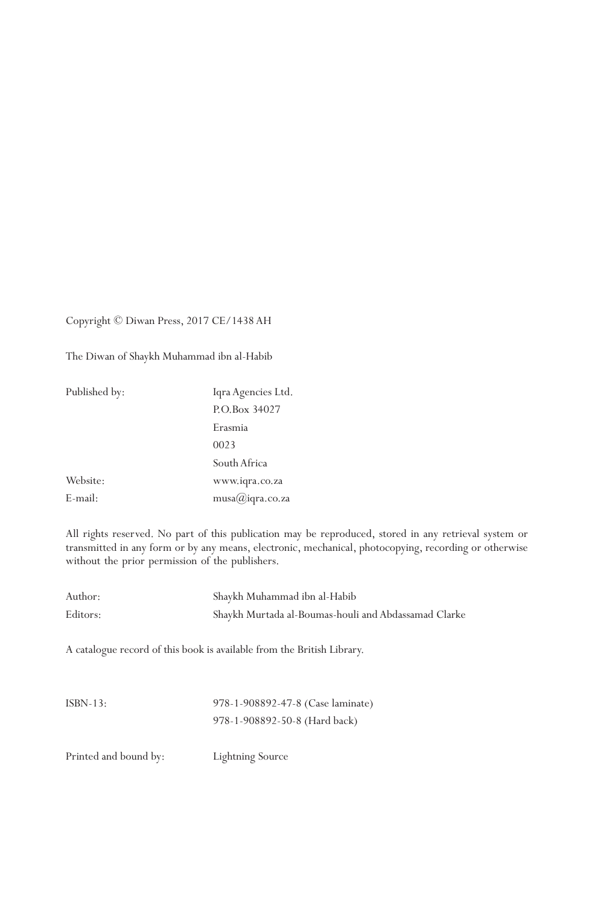Copyright © Diwan Press, 2017 CE/1438 AH

The Diwan of Shaykh Muhammad ibn al-Habib

| | |
|---|---|
| Published by: | Iqra Agencies Ltd. |
| | P.O.Box 34027 |
| | Erasmia |
| | 0023 |
| | South Africa |
| Website: | www.iqra.co.za |
| E-mail: | musa@iqra.co.za |

All rights reserved. No part of this publication may be reproduced, stored in any retrieval system or transmitted in any form or by any means, electronic, mechanical, photocopying, recording or otherwise without the prior permission of the publishers.

| | |
|---|---|
| Author: | Shaykh Muhammad ibn al-Habib |
| Editors: | Shaykh Murtada al-Boumas-houli and Abdassamad Clarke |

A catalogue record of this book is available from the British Library.

| | |
|---|---|
| ISBN-13: | 978-1-908892-47-8 (Case laminate) |
| | 978-1-908892-50-8 (Hard back) |

| | |
|---|---|
| Printed and bound by: | Lightning Source |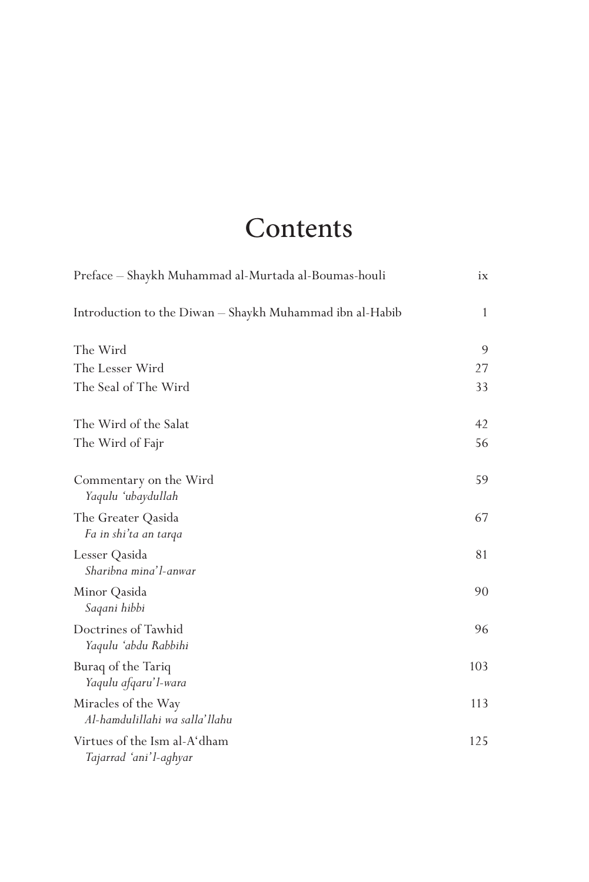# Contents

| | |
|---|---|
| Preface – Shaykh Muhammad al-Murtada al-Boumas-houli | ix |
| Introduction to the Diwan – Shaykh Muhammad ibn al-Habib | 1 |
| The Wird | 9 |
| The Lesser Wird | 27 |
| The Seal of The Wird | 33 |
| The Wird of the Salat | 42 |
| The Wird of Fajr | 56 |
| Commentary on the Wird<br>*Yaqulu 'ubaydullah* | 59 |
| The Greater Qasida<br>*Fa in shi'ta an tarqa* | 67 |
| Lesser Qasida<br>*Sharibna mina'l-anwar* | 81 |
| Minor Qasida<br>*Saqani hibbi* | 90 |
| Doctrines of Tawhid<br>*Yaqulu 'abdu Rabbihi* | 96 |
| Buraq of the Tariq<br>*Yaqulu afqaru'l-wara* | 103 |
| Miracles of the Way<br>*Al-hamdulillahi wa salla'llahu* | 113 |
| Virtues of the Ism al-A'dham<br>*Tajarrad 'ani'l-aghyar* | 125 |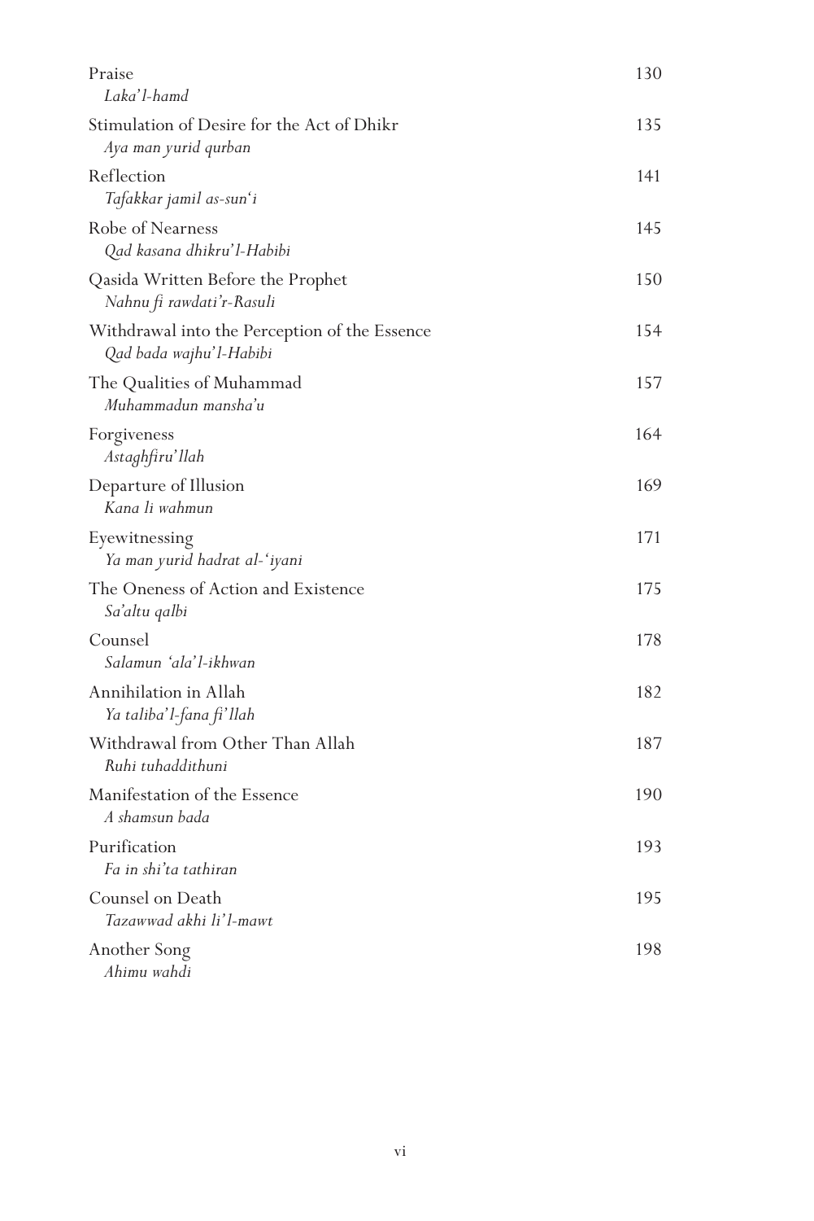| | |
|---|---|
| Praise<br>*Laka'l-hamd* | 130 |
| Stimulation of Desire for the Act of Dhikr<br>*Aya man yurid qurban* | 135 |
| Reflection<br>*Tafakkar jamil as-sun'i* | 141 |
| Robe of Nearness<br>*Qad kasana dhikru'l-Habibi* | 145 |
| Qasida Written Before the Prophet<br>*Nahnu fi rawdati'r-Rasuli* | 150 |
| Withdrawal into the Perception of the Essence<br>*Qad bada wajhu'l-Habibi* | 154 |
| The Qualities of Muhammad<br>*Muhammadun mansha'u* | 157 |
| Forgiveness<br>*Astaghfiru'llah* | 164 |
| Departure of Illusion<br>*Kana li wahmun* | 169 |
| Eyewitnessing<br>*Ya man yurid hadrat al-'iyani* | 171 |
| The Oneness of Action and Existence<br>*Sa'altu qalbi* | 175 |
| Counsel<br>*Salamun 'ala'l-ikhwan* | 178 |
| Annihilation in Allah<br>*Ya taliba'l-fana fi'llah* | 182 |
| Withdrawal from Other Than Allah<br>*Ruhi tuhaddithuni* | 187 |
| Manifestation of the Essence<br>*A shamsun bada* | 190 |
| Purification<br>*Fa in shi'ta tathiran* | 193 |
| Counsel on Death<br>*Tazawwad akhi li'l-mawt* | 195 |
| Another Song<br>*Ahimu wahdi* | 198 |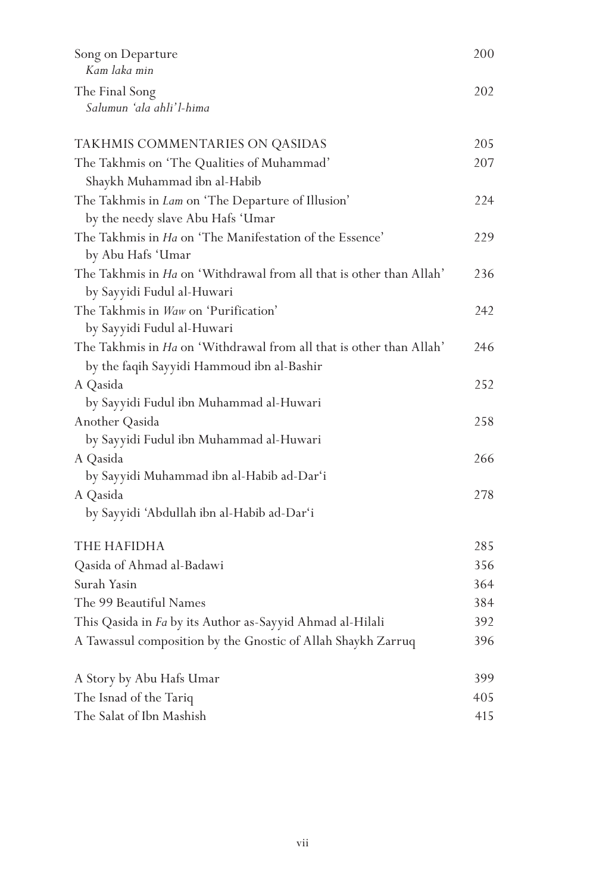Song on Departure 200
*Kam laka min*

The Final Song 202
*Salumun 'ala ahli'l-hima*

TAKHMIS COMMENTARIES ON QASIDAS 205

The Takhmis on 'The Qualities of Muhammad' 207
Shaykh Muhammad ibn al-Habib

The Takhmis in *Lam* on 'The Departure of Illusion' 224
by the needy slave Abu Hafs 'Umar

The Takhmis in *Ha* on 'The Manifestation of the Essence' 229
by Abu Hafs 'Umar

The Takhmis in *Ha* on 'Withdrawal from all that is other than Allah' 236
by Sayyidi Fudul al-Huwari

The Takhmis in *Waw* on 'Purification' 242
by Sayyidi Fudul al-Huwari

The Takhmis in *Ha* on 'Withdrawal from all that is other than Allah' 246
by the faqih Sayyidi Hammoud ibn al-Bashir

A Qasida 252
by Sayyidi Fudul ibn Muhammad al-Huwari

Another Qasida 258
by Sayyidi Fudul ibn Muhammad al-Huwari

A Qasida 266
by Sayyidi Muhammad ibn al-Habib ad-Dar'i

A Qasida 278
by Sayyidi 'Abdullah ibn al-Habib ad-Dar'i

THE HAFIDHA 285

Qasida of Ahmad al-Badawi 356

Surah Yasin 364

The 99 Beautiful Names 384

This Qasida in *Fa* by its Author as-Sayyid Ahmad al-Hilali 392

A Tawassul composition by the Gnostic of Allah Shaykh Zarruq 396

A Story by Abu Hafs Umar 399

The Isnad of the Tariq 405

The Salat of Ibn Mashish 415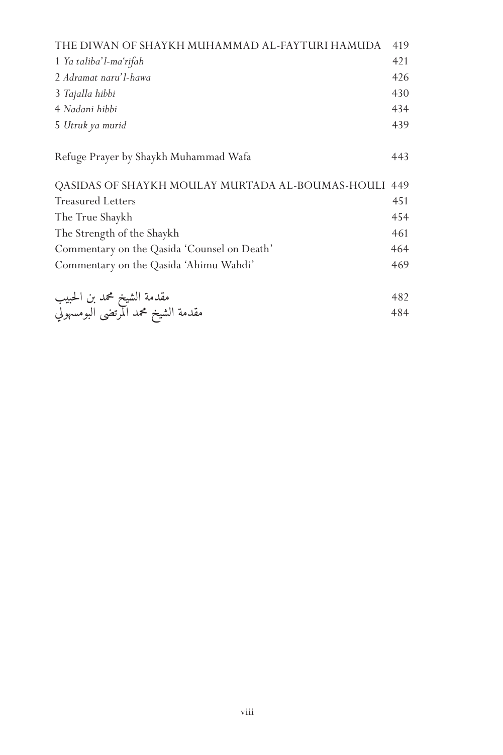| | |
|---|---|
| THE DIWAN OF SHAYKH MUHAMMAD AL-FAYTURI HAMUDA | 419 |
| 1 *Ya taliba'l-ma'rifah* | 421 |
| 2 *Adramat naru'l-hawa* | 426 |
| 3 *Tajalla hibbi* | 430 |
| 4 *Nadani hibbi* | 434 |
| 5 *Utruk ya murid* | 439 |
| | |
| Refuge Prayer by Shaykh Muhammad Wafa | 443 |
| | |
| QASIDAS OF SHAYKH MOULAY MURTADA AL-BOUMAS-HOULI | 449 |
| Treasured Letters | 451 |
| The True Shaykh | 454 |
| The Strength of the Shaykh | 461 |
| Commentary on the Qasida 'Counsel on Death' | 464 |
| Commentary on the Qasida 'Ahimu Wahdi' | 469 |
| | |
| مقدمة الشيخ محمد بن الحبيب | 482 |
| مقدمة الشيخ محمد المرتضى البومسهولي | 484 |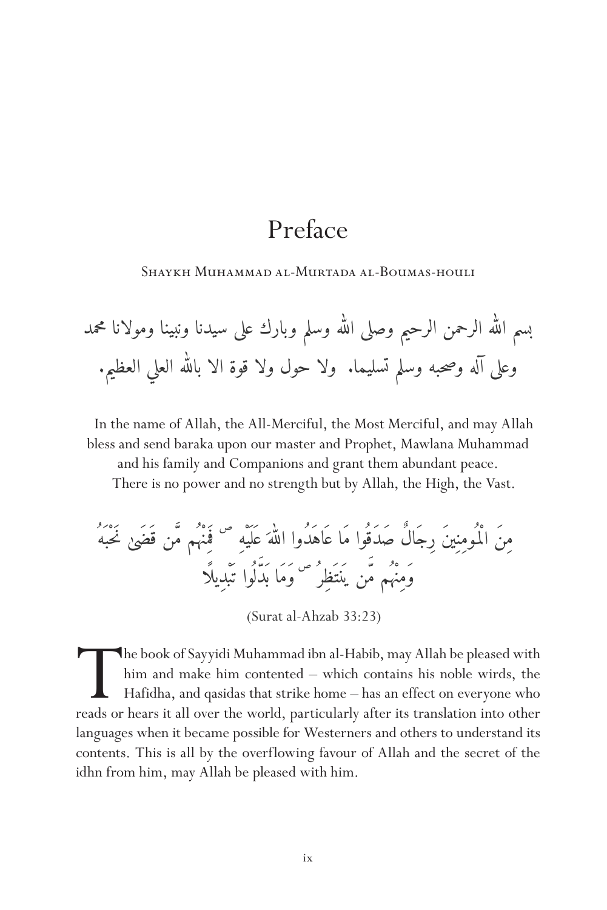# Preface

Shaykh Muhammad al-Murtada al-Boumas-houli

بسم الله الرحمن الرحيم وصلى الله وسلم وبارك على سيدنا ونبينا ومولانا محمد
وعلى آله وصحبه وسلم تسليما. ولا حول ولا قوة الا بالله العلي العظيم.

In the name of Allah, the All-Merciful, the Most Merciful, and may Allah bless and send baraka upon our master and Prophet, Mawlana Muhammad and his family and Companions and grant them abundant peace.
There is no power and no strength but by Allah, the High, the Vast.

مِنَ الْمُومِنِينَ رِجَالٌ صَدَقُوا مَا عَاهَدُوا اللَّهَ عَلَيْهِ ۖ فَمِنْهُم مَّن قَضَىٰ نَحْبَهُ
وَمِنْهُم مَّن يَنتَظِرُ ۖ وَمَا بَدَّلُوا تَبْدِيلًا

(Surat al-Ahzab 33:23)

The book of Sayyidi Muhammad ibn al-Habib, may Allah be pleased with him and make him contented – which contains his noble wirds, the Hafidha, and qasidas that strike home – has an effect on everyone who reads or hears it all over the world, particularly after its translation into other languages when it became possible for Westerners and others to understand its contents. This is all by the overflowing favour of Allah and the secret of the idhn from him, may Allah be pleased with him.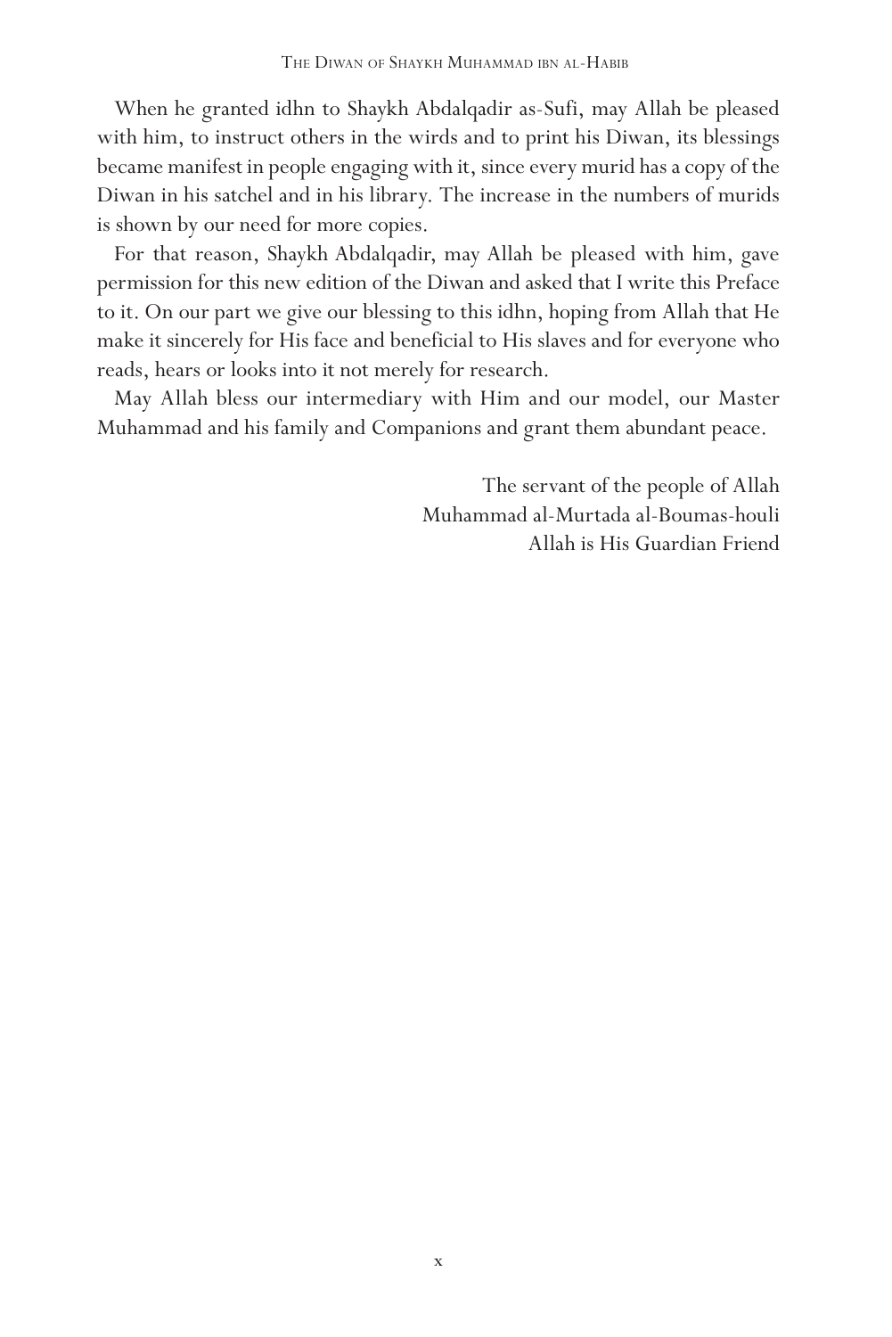When he granted idhn to Shaykh Abdalqadir as-Sufi, may Allah be pleased with him, to instruct others in the wirds and to print his Diwan, its blessings became manifest in people engaging with it, since every murid has a copy of the Diwan in his satchel and in his library. The increase in the numbers of murids is shown by our need for more copies.

For that reason, Shaykh Abdalqadir, may Allah be pleased with him, gave permission for this new edition of the Diwan and asked that I write this Preface to it. On our part we give our blessing to this idhn, hoping from Allah that He make it sincerely for His face and beneficial to His slaves and for everyone who reads, hears or looks into it not merely for research.

May Allah bless our intermediary with Him and our model, our Master Muhammad and his family and Companions and grant them abundant peace.

The servant of the people of Allah  
Muhammad al-Murtada al-Boumas-houli  
Allah is His Guardian Friend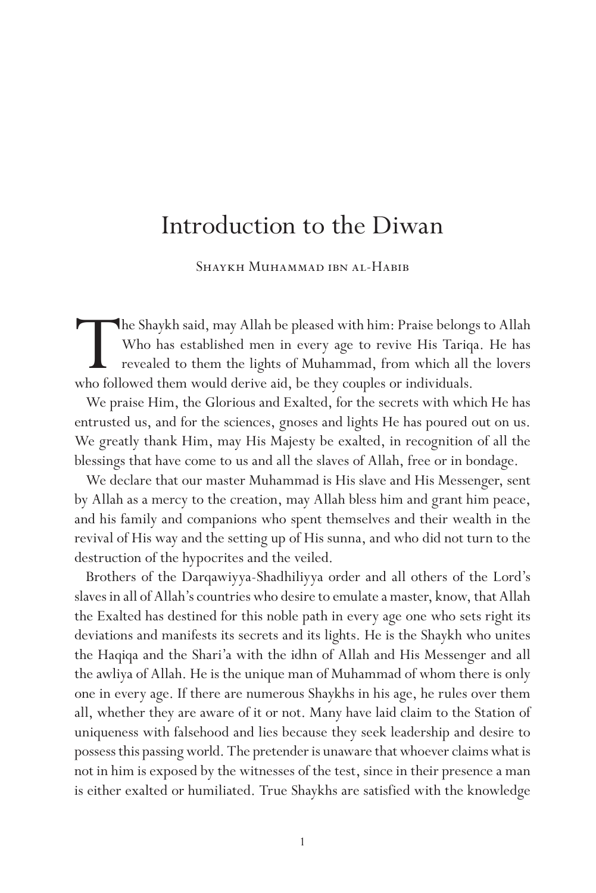# Introduction to the Diwan

Shaykh Muhammad ibn al-Habib

The Shaykh said, may Allah be pleased with him: Praise belongs to Allah Who has established men in every age to revive His Tariqa. He has revealed to them the lights of Muhammad, from which all the lovers who followed them would derive aid, be they couples or individuals.

We praise Him, the Glorious and Exalted, for the secrets with which He has entrusted us, and for the sciences, gnoses and lights He has poured out on us. We greatly thank Him, may His Majesty be exalted, in recognition of all the blessings that have come to us and all the slaves of Allah, free or in bondage.

We declare that our master Muhammad is His slave and His Messenger, sent by Allah as a mercy to the creation, may Allah bless him and grant him peace, and his family and companions who spent themselves and their wealth in the revival of His way and the setting up of His sunna, and who did not turn to the destruction of the hypocrites and the veiled.

Brothers of the Darqawiyya-Shadhiliyya order and all others of the Lord's slaves in all of Allah's countries who desire to emulate a master, know, that Allah the Exalted has destined for this noble path in every age one who sets right its deviations and manifests its secrets and its lights. He is the Shaykh who unites the Haqiqa and the Shari'a with the idhn of Allah and His Messenger and all the awliya of Allah. He is the unique man of Muhammad of whom there is only one in every age. If there are numerous Shaykhs in his age, he rules over them all, whether they are aware of it or not. Many have laid claim to the Station of uniqueness with falsehood and lies because they seek leadership and desire to possess this passing world. The pretender is unaware that whoever claims what is not in him is exposed by the witnesses of the test, since in their presence a man is either exalted or humiliated. True Shaykhs are satisfied with the knowledge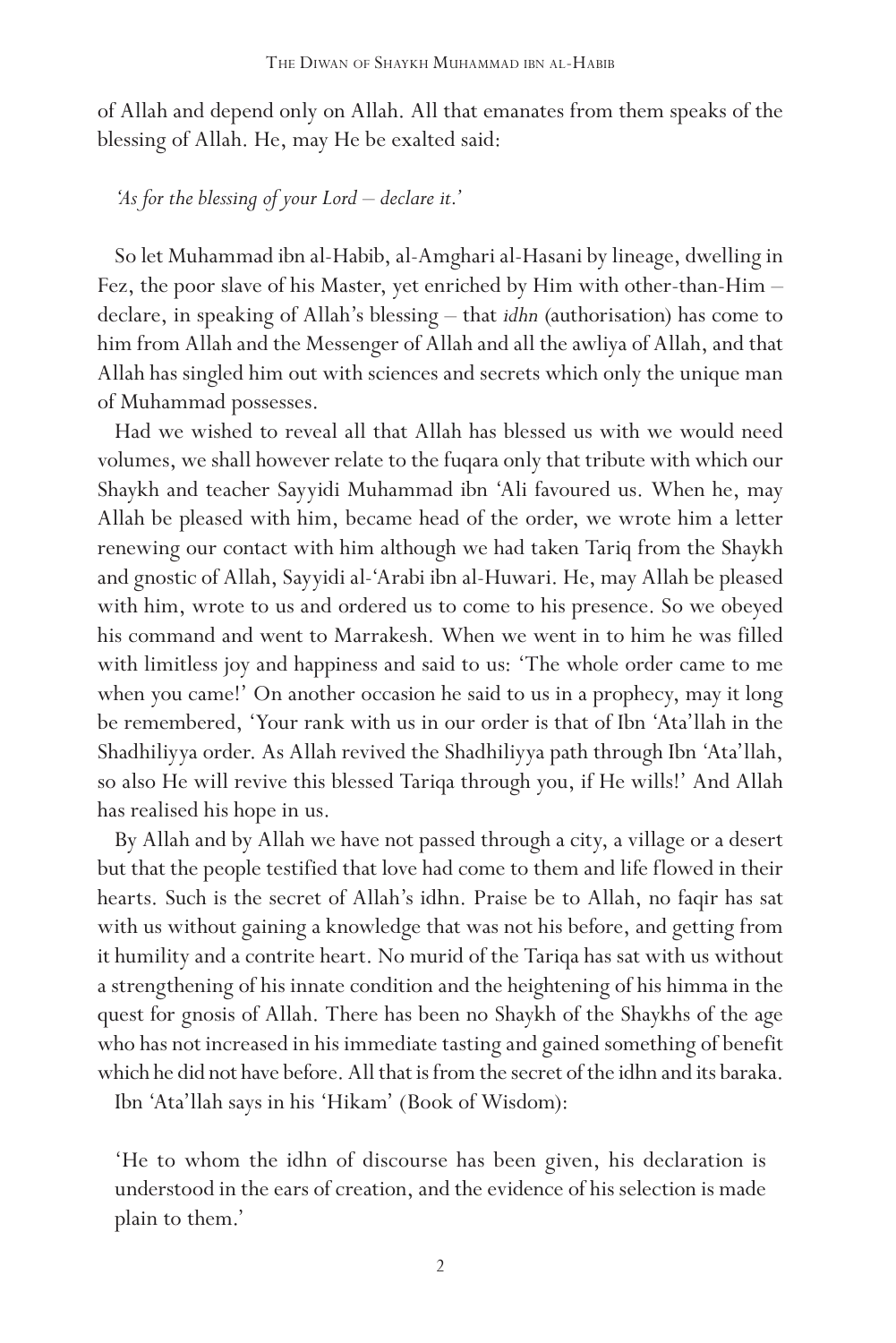of Allah and depend only on Allah. All that emanates from them speaks of the blessing of Allah. He, may He be exalted said:

> *'As for the blessing of your Lord – declare it.'*

So let Muhammad ibn al-Habib, al-Amghari al-Hasani by lineage, dwelling in Fez, the poor slave of his Master, yet enriched by Him with other-than-Him – declare, in speaking of Allah's blessing – that *idhn* (authorisation) has come to him from Allah and the Messenger of Allah and all the awliya of Allah, and that Allah has singled him out with sciences and secrets which only the unique man of Muhammad possesses.

Had we wished to reveal all that Allah has blessed us with we would need volumes, we shall however relate to the fuqara only that tribute with which our Shaykh and teacher Sayyidi Muhammad ibn 'Ali favoured us. When he, may Allah be pleased with him, became head of the order, we wrote him a letter renewing our contact with him although we had taken Tariq from the Shaykh and gnostic of Allah, Sayyidi al-'Arabi ibn al-Huwari. He, may Allah be pleased with him, wrote to us and ordered us to come to his presence. So we obeyed his command and went to Marrakesh. When we went in to him he was filled with limitless joy and happiness and said to us: 'The whole order came to me when you came!' On another occasion he said to us in a prophecy, may it long be remembered, 'Your rank with us in our order is that of Ibn 'Ata'llah in the Shadhiliyya order. As Allah revived the Shadhiliyya path through Ibn 'Ata'llah, so also He will revive this blessed Tariqa through you, if He wills!' And Allah has realised his hope in us.

By Allah and by Allah we have not passed through a city, a village or a desert but that the people testified that love had come to them and life flowed in their hearts. Such is the secret of Allah's idhn. Praise be to Allah, no faqir has sat with us without gaining a knowledge that was not his before, and getting from it humility and a contrite heart. No murid of the Tariqa has sat with us without a strengthening of his innate condition and the heightening of his himma in the quest for gnosis of Allah. There has been no Shaykh of the Shaykhs of the age who has not increased in his immediate tasting and gained something of benefit which he did not have before. All that is from the secret of the idhn and its baraka.

Ibn 'Ata'llah says in his 'Hikam' (Book of Wisdom):

> 'He to whom the idhn of discourse has been given, his declaration is understood in the ears of creation, and the evidence of his selection is made plain to them.'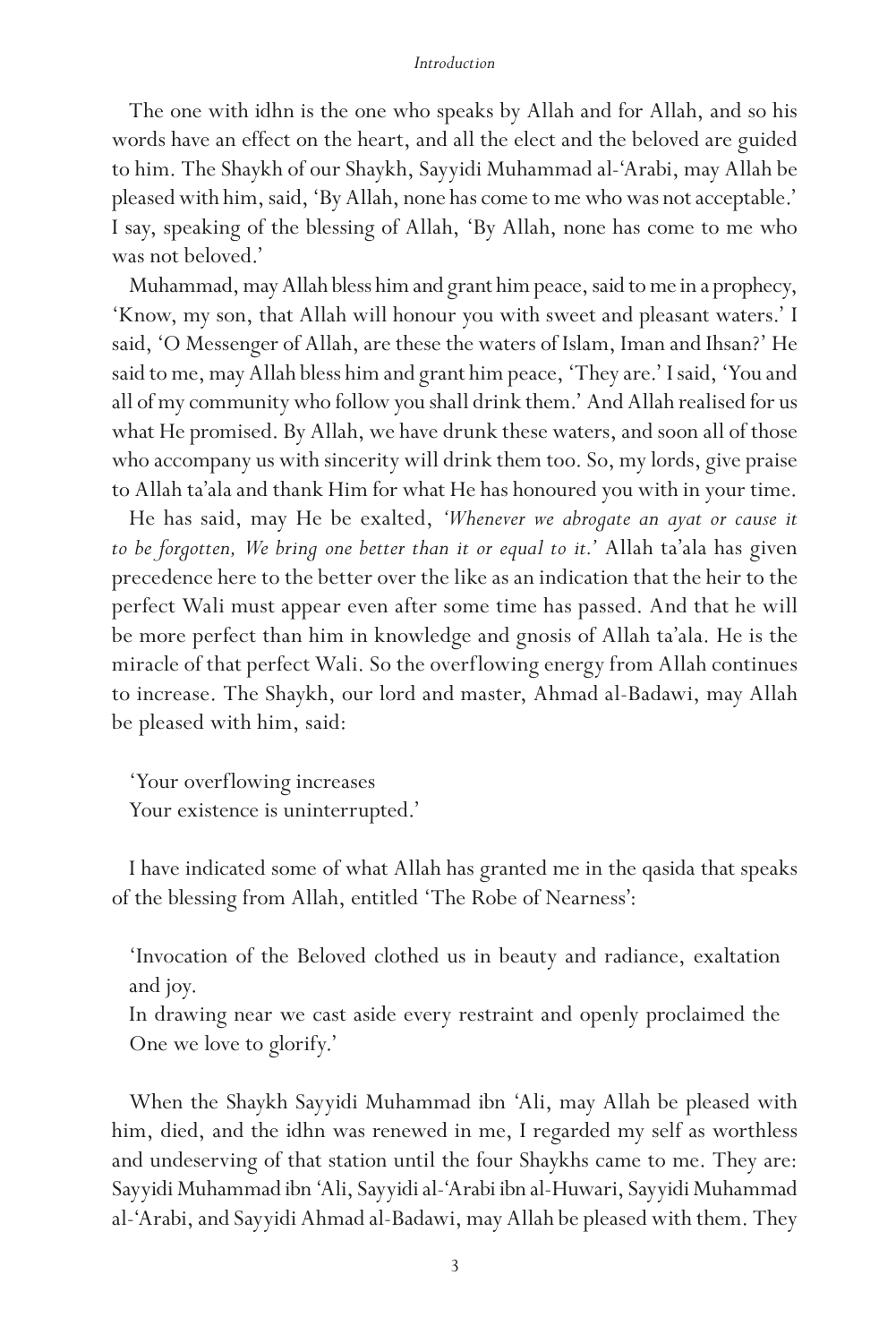The one with idhn is the one who speaks by Allah and for Allah, and so his words have an effect on the heart, and all the elect and the beloved are guided to him. The Shaykh of our Shaykh, Sayyidi Muhammad al-'Arabi, may Allah be pleased with him, said, 'By Allah, none has come to me who was not acceptable.' I say, speaking of the blessing of Allah, 'By Allah, none has come to me who was not beloved.'

Muhammad, may Allah bless him and grant him peace, said to me in a prophecy, 'Know, my son, that Allah will honour you with sweet and pleasant waters.' I said, 'O Messenger of Allah, are these the waters of Islam, Iman and Ihsan?' He said to me, may Allah bless him and grant him peace, 'They are.' I said, 'You and all of my community who follow you shall drink them.' And Allah realised for us what He promised. By Allah, we have drunk these waters, and soon all of those who accompany us with sincerity will drink them too. So, my lords, give praise to Allah ta'ala and thank Him for what He has honoured you with in your time.

He has said, may He be exalted, *'Whenever we abrogate an ayat or cause it to be forgotten, We bring one better than it or equal to it.'* Allah ta'ala has given precedence here to the better over the like as an indication that the heir to the perfect Wali must appear even after some time has passed. And that he will be more perfect than him in knowledge and gnosis of Allah ta'ala. He is the miracle of that perfect Wali. So the overflowing energy from Allah continues to increase. The Shaykh, our lord and master, Ahmad al-Badawi, may Allah be pleased with him, said:

> 'Your overflowing increases
> Your existence is uninterrupted.'

I have indicated some of what Allah has granted me in the qasida that speaks of the blessing from Allah, entitled 'The Robe of Nearness':

> 'Invocation of the Beloved clothed us in beauty and radiance, exaltation and joy.
> In drawing near we cast aside every restraint and openly proclaimed the One we love to glorify.'

When the Shaykh Sayyidi Muhammad ibn 'Ali, may Allah be pleased with him, died, and the idhn was renewed in me, I regarded my self as worthless and undeserving of that station until the four Shaykhs came to me. They are: Sayyidi Muhammad ibn 'Ali, Sayyidi al-'Arabi ibn al-Huwari, Sayyidi Muhammad al-'Arabi, and Sayyidi Ahmad al-Badawi, may Allah be pleased with them. They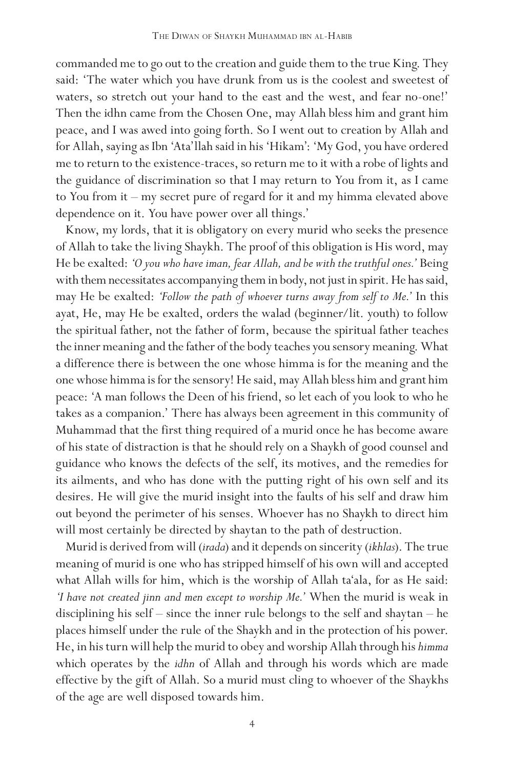commanded me to go out to the creation and guide them to the true King. They said: 'The water which you have drunk from us is the coolest and sweetest of waters, so stretch out your hand to the east and the west, and fear no-one!' Then the idhn came from the Chosen One, may Allah bless him and grant him peace, and I was awed into going forth. So I went out to creation by Allah and for Allah, saying as Ibn 'Ata'llah said in his 'Hikam': 'My God, you have ordered me to return to the existence-traces, so return me to it with a robe of lights and the guidance of discrimination so that I may return to You from it, as I came to You from it – my secret pure of regard for it and my himma elevated above dependence on it. You have power over all things.'

Know, my lords, that it is obligatory on every murid who seeks the presence of Allah to take the living Shaykh. The proof of this obligation is His word, may He be exalted: *'O you who have iman, fear Allah, and be with the truthful ones.'* Being with them necessitates accompanying them in body, not just in spirit. He has said, may He be exalted: *'Follow the path of whoever turns away from self to Me.'* In this ayat, He, may He be exalted, orders the walad (beginner/lit. youth) to follow the spiritual father, not the father of form, because the spiritual father teaches the inner meaning and the father of the body teaches you sensory meaning. What a difference there is between the one whose himma is for the meaning and the one whose himma is for the sensory! He said, may Allah bless him and grant him peace: 'A man follows the Deen of his friend, so let each of you look to who he takes as a companion.' There has always been agreement in this community of Muhammad that the first thing required of a murid once he has become aware of his state of distraction is that he should rely on a Shaykh of good counsel and guidance who knows the defects of the self, its motives, and the remedies for its ailments, and who has done with the putting right of his own self and its desires. He will give the murid insight into the faults of his self and draw him out beyond the perimeter of his senses. Whoever has no Shaykh to direct him will most certainly be directed by shaytan to the path of destruction.

Murid is derived from will (*irada*) and it depends on sincerity (*ikhlas*). The true meaning of murid is one who has stripped himself of his own will and accepted what Allah wills for him, which is the worship of Allah ta'ala, for as He said: *'I have not created jinn and men except to worship Me.'* When the murid is weak in disciplining his self – since the inner rule belongs to the self and shaytan – he places himself under the rule of the Shaykh and in the protection of his power. He, in his turn will help the murid to obey and worship Allah through his *himma* which operates by the *idhn* of Allah and through his words which are made effective by the gift of Allah. So a murid must cling to whoever of the Shaykhs of the age are well disposed towards him.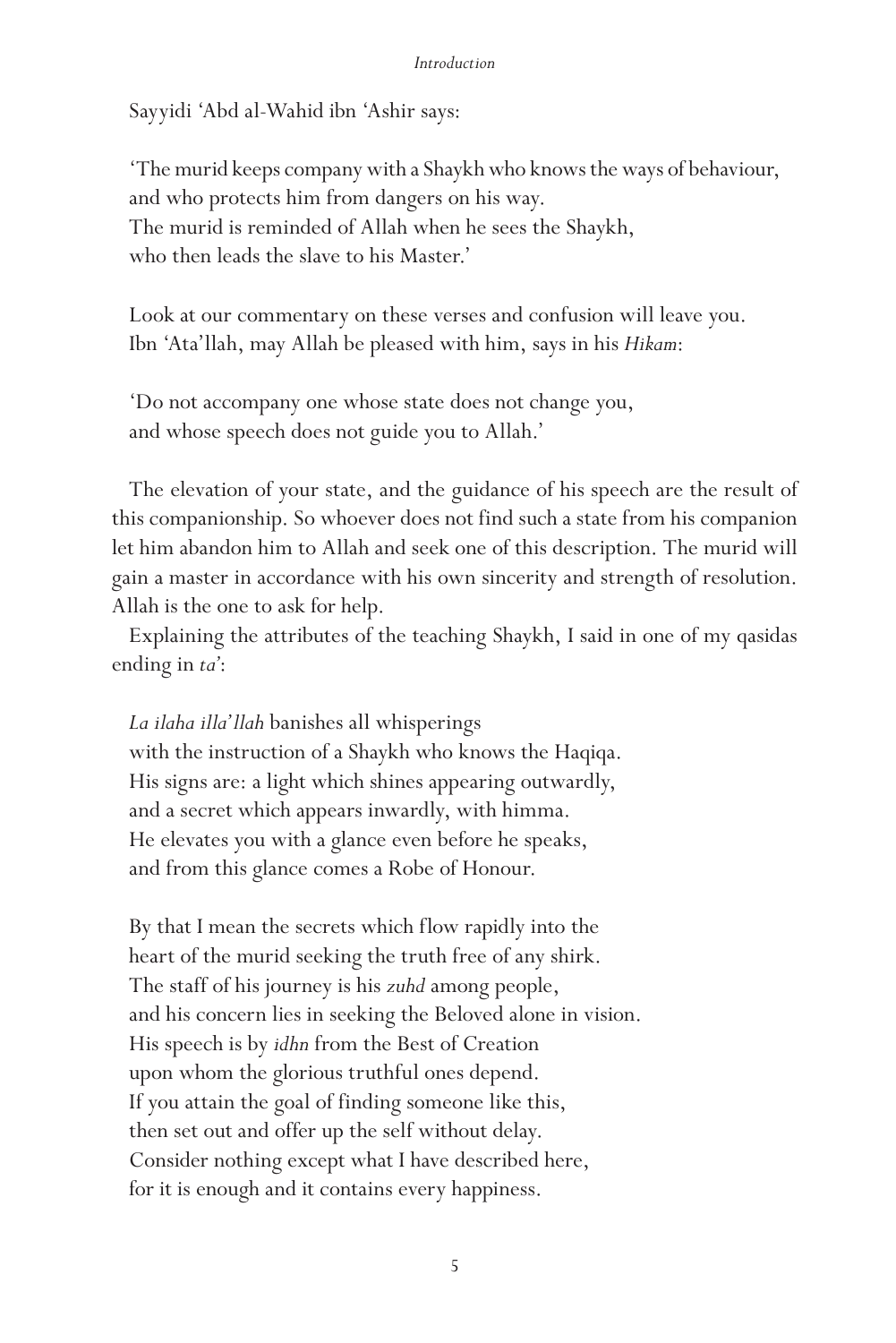Sayyidi 'Abd al-Wahid ibn 'Ashir says:

'The murid keeps company with a Shaykh who knows the ways of behaviour,
and who protects him from dangers on his way.
The murid is reminded of Allah when he sees the Shaykh,
who then leads the slave to his Master.'

Look at our commentary on these verses and confusion will leave you.
Ibn 'Ata'llah, may Allah be pleased with him, says in his *Hikam*:

'Do not accompany one whose state does not change you,
and whose speech does not guide you to Allah.'

The elevation of your state, and the guidance of his speech are the result of this companionship. So whoever does not find such a state from his companion let him abandon him to Allah and seek one of this description. The murid will gain a master in accordance with his own sincerity and strength of resolution. Allah is the one to ask for help.

Explaining the attributes of the teaching Shaykh, I said in one of my qasidas ending in *ta'*:

*La ilaha illa'llah* banishes all whisperings
with the instruction of a Shaykh who knows the Haqiqa.
His signs are: a light which shines appearing outwardly,
and a secret which appears inwardly, with himma.
He elevates you with a glance even before he speaks,
and from this glance comes a Robe of Honour.

By that I mean the secrets which flow rapidly into the
heart of the murid seeking the truth free of any shirk.
The staff of his journey is his *zuhd* among people,
and his concern lies in seeking the Beloved alone in vision.
His speech is by *idhn* from the Best of Creation
upon whom the glorious truthful ones depend.
If you attain the goal of finding someone like this,
then set out and offer up the self without delay.
Consider nothing except what I have described here,
for it is enough and it contains every happiness.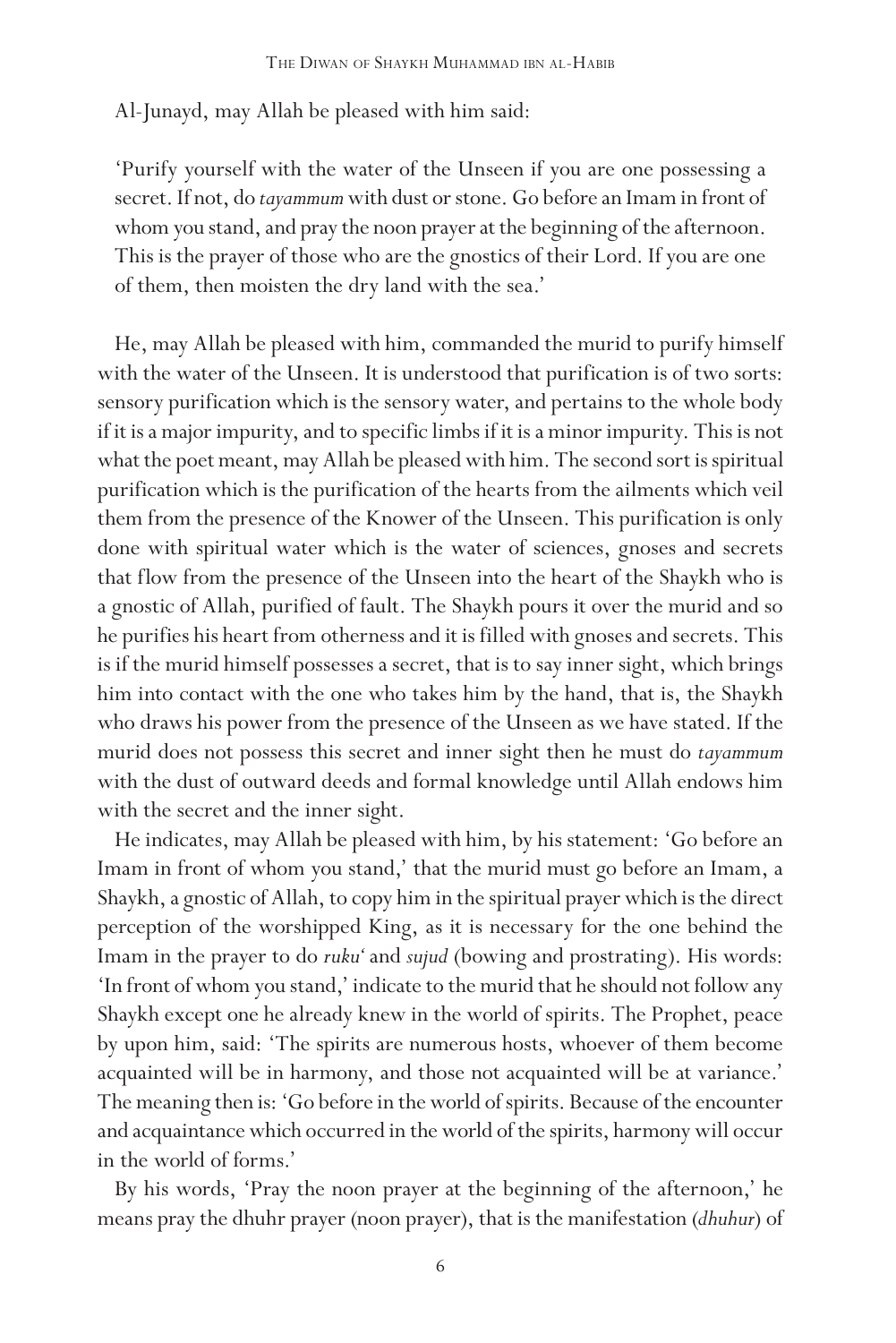Al-Junayd, may Allah be pleased with him said:

> 'Purify yourself with the water of the Unseen if you are one possessing a secret. If not, do *tayammum* with dust or stone. Go before an Imam in front of whom you stand, and pray the noon prayer at the beginning of the afternoon. This is the prayer of those who are the gnostics of their Lord. If you are one of them, then moisten the dry land with the sea.'

He, may Allah be pleased with him, commanded the murid to purify himself with the water of the Unseen. It is understood that purification is of two sorts: sensory purification which is the sensory water, and pertains to the whole body if it is a major impurity, and to specific limbs if it is a minor impurity. This is not what the poet meant, may Allah be pleased with him. The second sort is spiritual purification which is the purification of the hearts from the ailments which veil them from the presence of the Knower of the Unseen. This purification is only done with spiritual water which is the water of sciences, gnoses and secrets that flow from the presence of the Unseen into the heart of the Shaykh who is a gnostic of Allah, purified of fault. The Shaykh pours it over the murid and so he purifies his heart from otherness and it is filled with gnoses and secrets. This is if the murid himself possesses a secret, that is to say inner sight, which brings him into contact with the one who takes him by the hand, that is, the Shaykh who draws his power from the presence of the Unseen as we have stated. If the murid does not possess this secret and inner sight then he must do *tayammum* with the dust of outward deeds and formal knowledge until Allah endows him with the secret and the inner sight.

He indicates, may Allah be pleased with him, by his statement: 'Go before an Imam in front of whom you stand,' that the murid must go before an Imam, a Shaykh, a gnostic of Allah, to copy him in the spiritual prayer which is the direct perception of the worshipped King, as it is necessary for the one behind the Imam in the prayer to do *ruku'* and *sujud* (bowing and prostrating). His words: 'In front of whom you stand,' indicate to the murid that he should not follow any Shaykh except one he already knew in the world of spirits. The Prophet, peace by upon him, said: 'The spirits are numerous hosts, whoever of them become acquainted will be in harmony, and those not acquainted will be at variance.' The meaning then is: 'Go before in the world of spirits. Because of the encounter and acquaintance which occurred in the world of the spirits, harmony will occur in the world of forms.'

By his words, 'Pray the noon prayer at the beginning of the afternoon,' he means pray the dhuhr prayer (noon prayer), that is the manifestation (*dhuhur*) of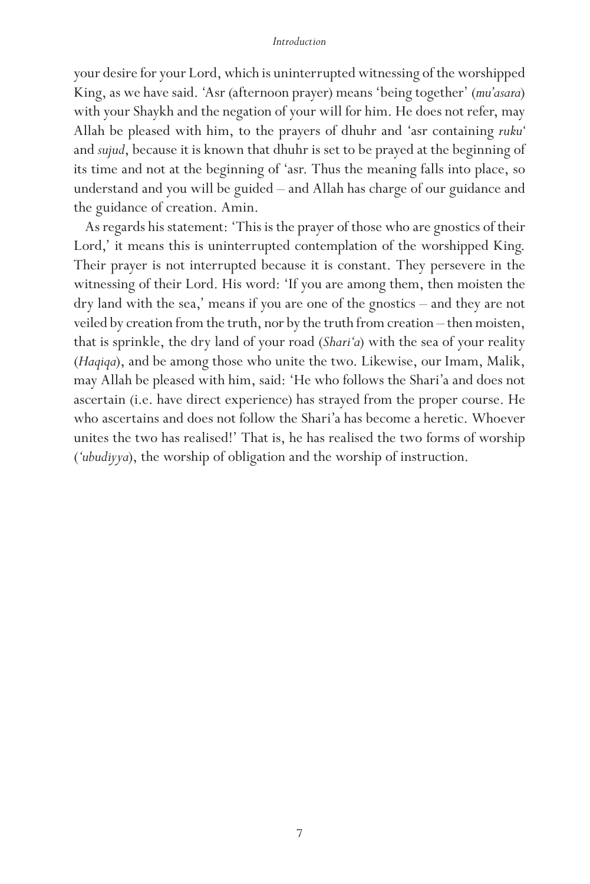your desire for your Lord, which is uninterrupted witnessing of the worshipped King, as we have said. 'Asr (afternoon prayer) means 'being together' (*mu'asara*) with your Shaykh and the negation of your will for him. He does not refer, may Allah be pleased with him, to the prayers of dhuhr and 'asr containing *ruku*' and *sujud*, because it is known that dhuhr is set to be prayed at the beginning of its time and not at the beginning of 'asr. Thus the meaning falls into place, so understand and you will be guided – and Allah has charge of our guidance and the guidance of creation. Amin.

As regards his statement: 'This is the prayer of those who are gnostics of their Lord,' it means this is uninterrupted contemplation of the worshipped King. Their prayer is not interrupted because it is constant. They persevere in the witnessing of their Lord. His word: 'If you are among them, then moisten the dry land with the sea,' means if you are one of the gnostics – and they are not veiled by creation from the truth, nor by the truth from creation – then moisten, that is sprinkle, the dry land of your road (*Shari'a*) with the sea of your reality (*Haqiqa*), and be among those who unite the two. Likewise, our Imam, Malik, may Allah be pleased with him, said: 'He who follows the Shari'a and does not ascertain (i.e. have direct experience) has strayed from the proper course. He who ascertains and does not follow the Shari'a has become a heretic. Whoever unites the two has realised!' That is, he has realised the two forms of worship (*'ubudiyya*), the worship of obligation and the worship of instruction.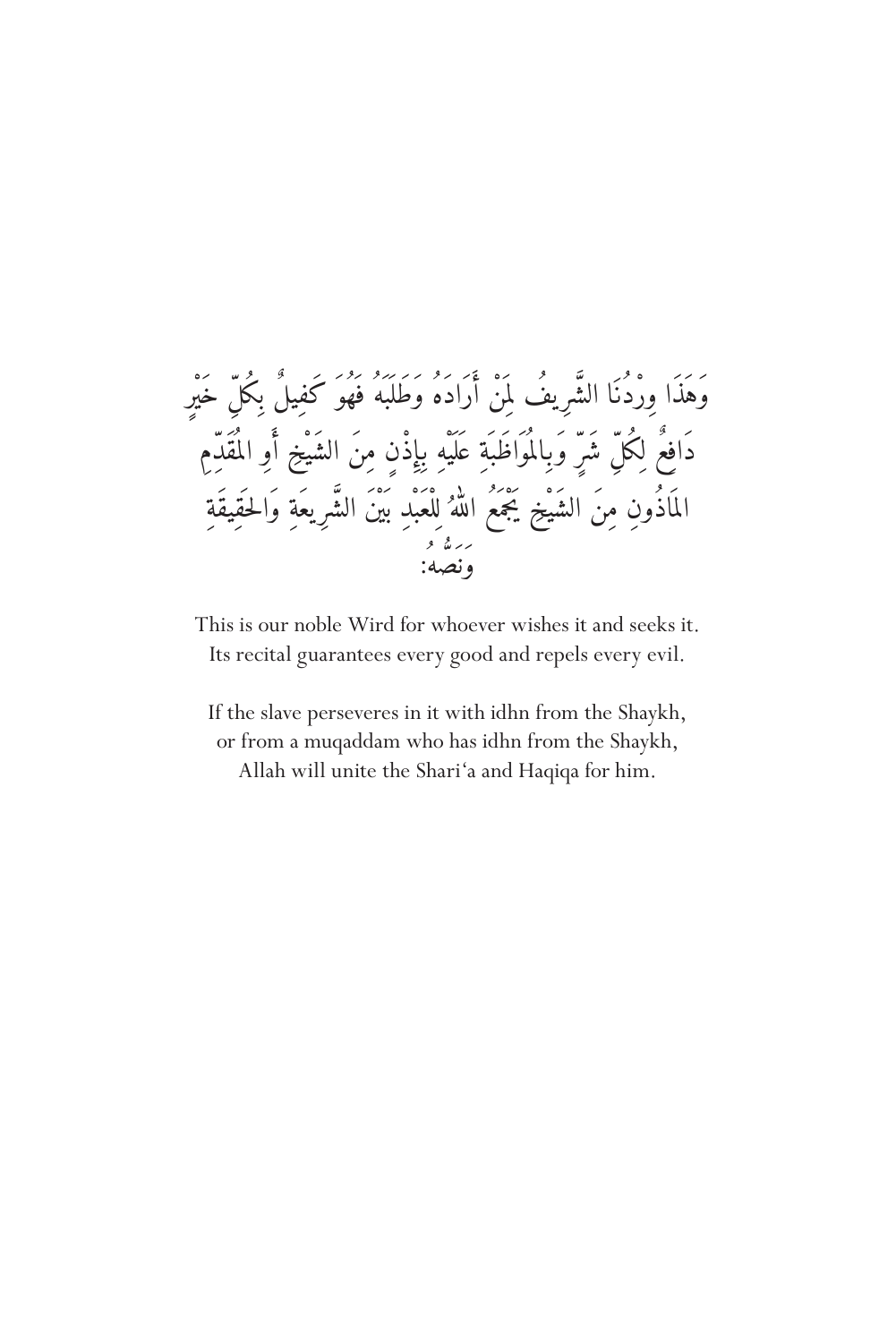وَهَذَا وِرْدُنَا الشَّرِيفُ لِمَنْ أَرَادَهُ وَطَلَبَهُ فَهُوَ كَفِيلٌ بِكُلِّ خَيْرٍ
دَافِعٌ لِكُلِّ شَرٍّ وَبِالمُوَاظَبَةِ عَلَيْهِ بِإِذْنٍ مِنَ الشَيْخِ أَوِ المُقَدَّمِ
المَأذُونِ مِنَ الشَيْخِ يَجْمَعُ اللهُ لِلْعَبْدِ بَيْنَ الشَّرِيعَةِ وَالحَقِيقَةِ
وَنَصُّهُ:

This is our noble Wird for whoever wishes it and seeks it.
Its recital guarantees every good and repels every evil.

If the slave perseveres in it with idhn from the Shaykh,
or from a muqaddam who has idhn from the Shaykh,
Allah will unite the Shari'a and Haqiqa for him.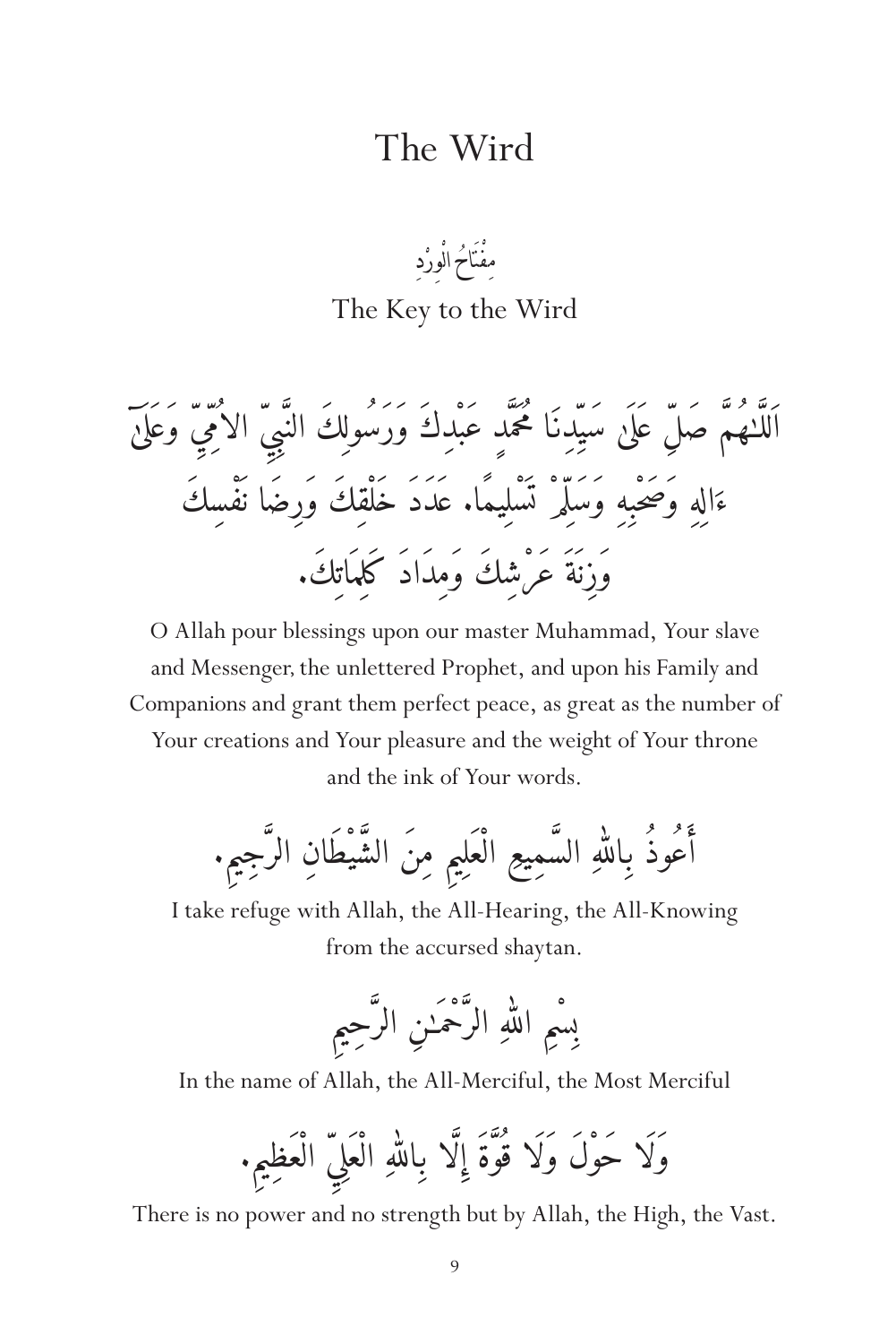# The Wird

## مِفْتَاحُ الْوِرْدِ

The Key to the Wird

اَللَّٰهُمَّ صَلِّ عَلَىٰ سَيِّدِنَا مُحَمَّدٍ عَبْدِكَ وَرَسُولِكَ النَّبِيِّ الأُمِّيِّ وَعَلَىٰ ءَالِهِ وَصَحْبِهِ وَسَلِّمْ تَسْلِيمًا. عَدَدَ خَلْقِكَ وَرِضَا نَفْسِكَ وَزِنَةَ عَرْشِكَ وَمِدَادَ كَلِمَاتِكَ.

O Allah pour blessings upon our master Muhammad, Your slave and Messenger, the unlettered Prophet, and upon his Family and Companions and grant them perfect peace, as great as the number of Your creations and Your pleasure and the weight of Your throne and the ink of Your words.

أَعُوذُ بِاللّٰهِ السَّمِيعِ الْعَلِيمِ مِنَ الشَّيْطَانِ الرَّجِيمِ.

I take refuge with Allah, the All-Hearing, the All-Knowing from the accursed shaytan.

بِسْمِ اللّٰهِ الرَّحْمَٰنِ الرَّحِيمِ

In the name of Allah, the All-Merciful, the Most Merciful

وَلَا حَوْلَ وَلَا قُوَّةَ إِلَّا بِاللّٰهِ الْعَلِيِّ الْعَظِيمِ.

There is no power and no strength but by Allah, the High, the Vast.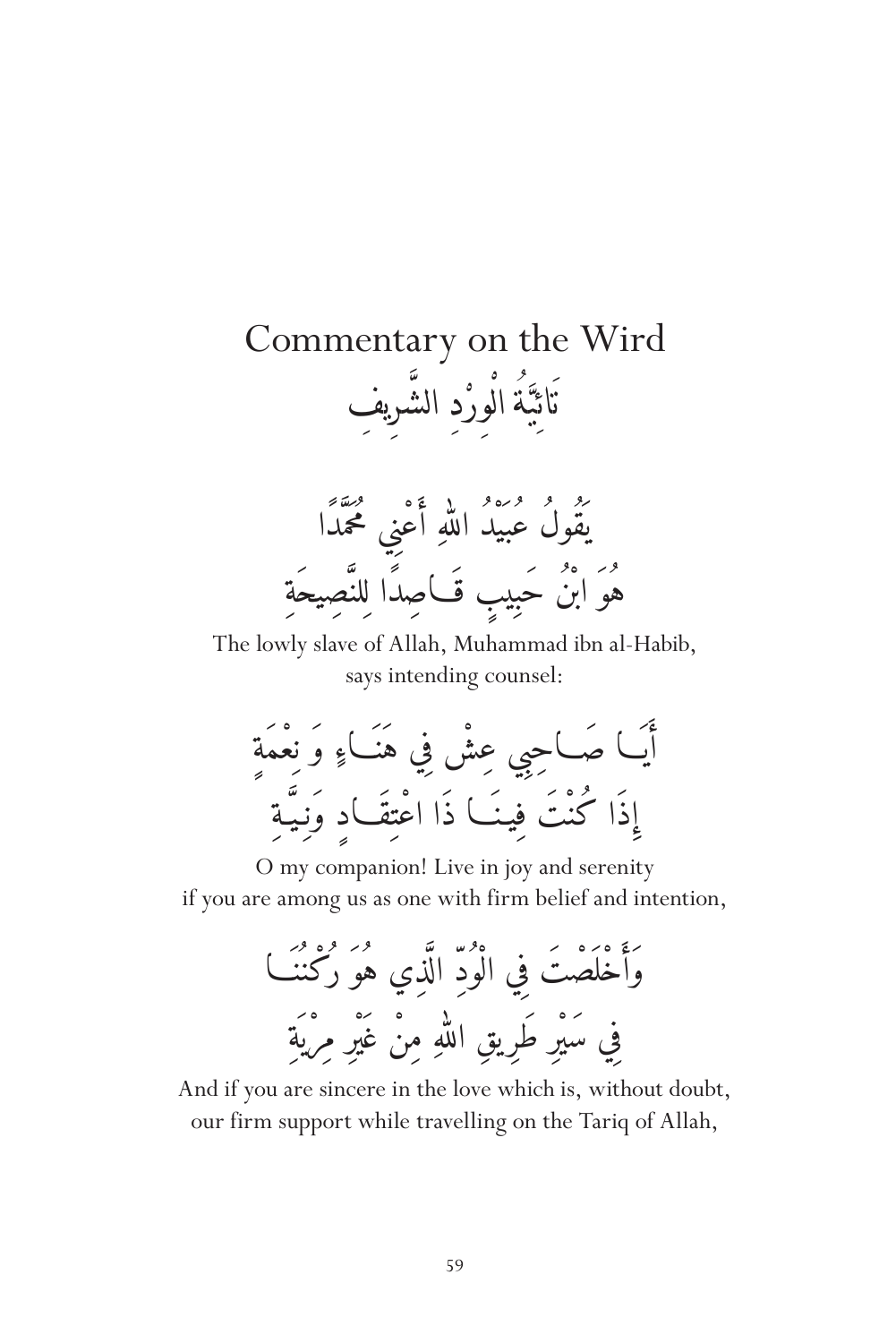# Commentary on the Wird

## تَائِيَّةُ الْوِرْدِ الشَّرِيفِ

يَقُولُ عُبَيْدُ اللهِ أَعْنِي مُحَمَّدًا
هُوَ ابْنُ حَبِيبٍ قَاصِدًا لِلنَّصِيحَةِ

The lowly slave of Allah, Muhammad ibn al-Habib,
says intending counsel:

أَيَا صَاحِبِي عِشْ فِي هَنَاءٍ وَ نِعْمَةٍ
إِذَا كُنْتَ فِينَا ذَا اعْتِقَادٍ وَنِيَّةِ

O my companion! Live in joy and serenity
if you are among us as one with firm belief and intention,

وَأَخْلَصْتَ فِي الْوُدِّ الَّذِي هُوَ رُكْنُنَا
فِي سَيْرِ طَرِيقِ اللهِ مِنْ غَيْرِ مِرْيَةِ

And if you are sincere in the love which is, without doubt,
our firm support while travelling on the Tariq of Allah,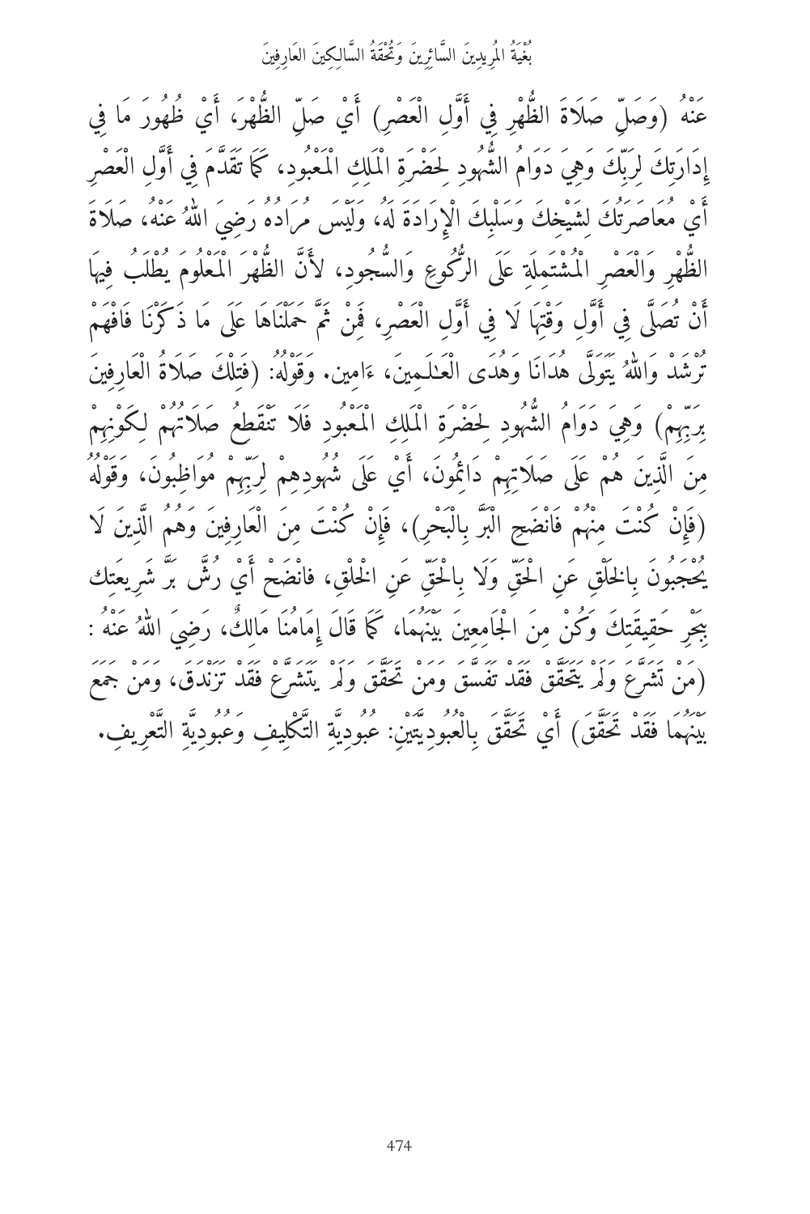عَنْهُ (وَصَلِّ صَلَاةَ الظُّهرِ فِي أَوَّلِ الْعَصْرِ) أَيْ صَلِّ الظُّهْرَ، أَيْ ظُهُورَ مَا فِي إِدارَتِكَ لِرَبِّكَ وَهِيَ دَوَامُ الشُّهُودِ لِحَضْرَةِ الْمَلِكِ الْمَعْبُودِ، كَمَا تَقَدَّمَ فِي أَوَّلِ الْعَصْرِ أَيْ مُعَاصَرَتُكَ لِشَيْخِكَ وَسَلْبِكَ الْإِرادَةَ لَهُ، وَلَيْس مُرَادُهُ رَضِيَ اللّٰهُ عَنْهُ، صَلاةَ الظُّهرِ وَالْعَصْرِ الْمُشْتَمِلَةِ عَلَى الرُّكُوعِ وَالسُّجُودِ، لأَنَّ الظُّهْرَ الْمَعْلُومَ يُطْلَبُ فِيهَا أَنْ تُصَلَّى فِي أَوَّلِ وَقْتِهَا لَا فِي أَوَّلِ الْعَصْرِ، فَمِنْ ثَمَّ حَمَلْنَاهَا عَلَى مَا ذَكَرْنَا فَافْهَمْ تُرْشَدْ وَاللّٰهُ يَتَوَلَّى هُدَانَا وَهُدَى الْعٰلَمِينَ، ءَامِين. وَقَوْلُهُ: (فَتِلْكَ صَلَاةُ الْعَارِفِينَ بِرَبِّهِمْ) وَهِيَ دَوَامُ الشُّهودِ لِحَضْرَةِ الْمَلِكِ الْمَعْبُودِ فَلَا تَنْقَطِعُ صَلَاتُهُمْ لِكَوْنِهِمْ مِنَ الَّذِينَ هُمْ عَلَى صَلَاتِهِمْ دَائِمُونَ، أَيْ عَلَى شُهُودِهِمْ لِرَبِّهِمْ مُوَاظِبُونَ، وَقَوْلُهُ (فَإِنْ كُنْتَ مِنْهُمْ فَانْضَحِ الْبَرَّ بِالْبَحْرِ)، فَإِنْ كُنْتَ مِنَ الْعَارِفِينَ وَهُمُ الَّذِينَ لَا يُحْجَبُونَ بِالخَلْقِ عَنِ الْحَقِّ وَلَا بِالْحَقِّ عَنِ الخلْقِ، فانْضَحْ أَيْ رُشَّ بَرَّ شَرِيعَتِك بِبَحْرِ حَقِيقَتِكَ وَكُنْ مِنَ الْجَامِعِينَ بَيْنَهُمَا، كَمَا قَالَ إِمَامُنَا مَالِكٌ، رَضِيَ اللّٰهُ عَنْهُ: (مَنْ تَشَرَّعَ وَلَمْ يَتَحَقَّقْ فَقَدْ تَفَسَّقَ وَمَنْ تَحَقَّقَ وَلَمْ يَتَشَرَّعْ فَقَدْ تَزَنْدَقَ، وَمَنْ جَمَعَ بَيْنَهُمَا فَقَدْ تَحَقَّقَ) أَيْ تَحَقَّقَ بِالْعُبُودِيَّتَيْنِ: عُبُودِيَّةِ التَّكْلِيفِ وَعُبُودِيَّةِ التَّعْرِيفِ.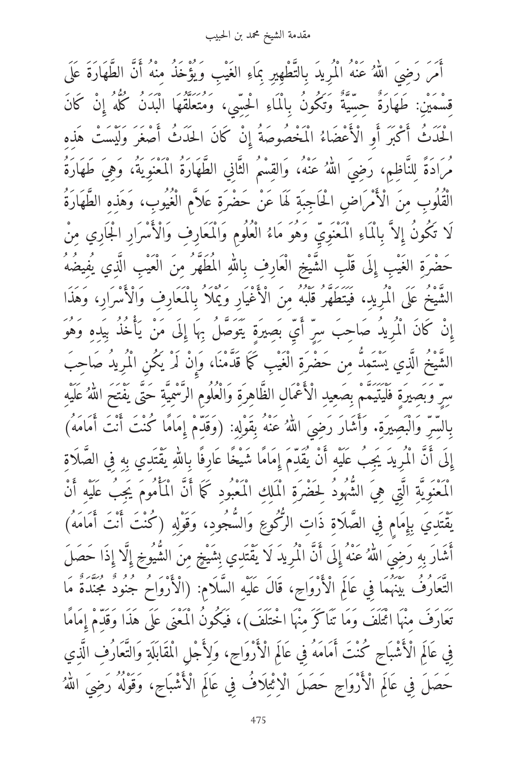أَمَرَ رَضِيَ اللهُ عَنْهُ الْمُرِيدَ بِالتَّطْهِيرِ بِمَاءِ الغَيْبِ وَيُؤْخَذُ مِنْهُ أَنَّ الطَّهَارَةَ عَلَى قِسْمَيْنِ: طَهَارَةٌ حِسِّيَّةٌ وَتَكُونُ بِالْمَاءِ الْحِسِّي، وَمُتَعَلَّقُهَا الْبَدَنُ كُلُّهُ إِنْ كَانَ الْحَدَثُ أَكْبَرَ أَوِ الْأَعْضَاءُ الْمَخْصُوصَةُ إِنْ كَانَ الحَدَثُ أَصْغَرَ وَلَيْسَتْ هَذِهِ مُرَادَةً لِلنَّاظِمِ، رَضِيَ اللهُ عَنْهُ، وَالقِسْمُ الثَّانِي الطَّهَارَةُ الْمَعْنَوِيَةُ، وَهِيَ طَهَارَةُ الْقُلُوبِ مِنَ الْأَمْرَاضِ الْحَاجِبَةِ لَهَا عَنْ حَضْرَةِ عَلَّامِ الْغُيُوبِ، وَهَذِهِ الطَّهَارَةُ لَا تَكُونُ إِلاَّ بِالْمَاءِ الْمَعْنَوِيِّ وَهُوَ مَاءُ الْعُلُومِ وَالْمَعَارِفِ وَالْأَسْرَارِ الْجَارِي مِنْ حَضْرَةِ الغَيْبِ إِلَى قَلْبِ الشَّيْخِ الْعَارِفِ بِاللهِ الْمُطَهَّرِ مِنَ الْعَيْبِ الَّذِي يُفِيضُهُ الشَّيْخُ عَلَى الْمُرِيدِ، فَيَتَطَهَّرُ قَلْبُهُ مِنَ الْأَغْيَارِ وَيَمْلَأُ بِالْمَعَارِفِ وَالْأَسْرَارِ، وَهَذَا إِنْ كَانَ الْمُرِيدُ صَاحِبَ سِرٍّ أَيِّ بَصِيرَةٍ يَتَوَصَّلُ بِهَا إِلَى مَنْ يَأْخُذُ بِيَدِهِ وَهُوَ الشَّيْخُ الَّذِي يَسْتَمِدُّ مِنْ حَضْرَةِ الْغَيْبِ كَمَا قَدَّمْنَا، وَإِنْ لَمْ يَكُنِ الْمُرِيدُ صَاحِبَ سِرٍّ وَبَصِيرَةٍ فَلْيَتَيَمَّمْ بِصَعِيدِ الْأَعْمَالِ الظَّاهِرَةِ وَالْعُلُومِ الرَّسْمِيَّةِ حَتَّى يَفْتَحَ اللهُ عَلَيْهِ بِالسِّرِّ وَالْبَصِيرَةِ. وَأَشَارَ رَضِيَ اللهُ عَنْهُ بِقَوْلِهِ: (وَقَدِّمْ إِمَامًا كُنْتَ أَنْتَ أَمَامَهُ) إِلَى أَنَّ الْمُرِيدَ يَجِبُ عَلَيْهِ أَنْ يُقَدِّمَ إِمَامًا شَيْخًا عَارِفًا بِاللهِ يَقْتَدِي بِهِ فِي الصَّلَاةِ الْمَعْنَوِيَّةِ الَّتِي هِيَ الشُّهُودُ لِحَضْرَةِ الْمَلِكِ الْمَعْبُودِ كَمَا أَنَّ الْمَأْمُومَ يَجِبُ عَلَيْهِ أَنْ يَقْتَدِيَ بِإِمَامٍ فِي الصَّلَاةِ ذَاتِ الرُّكُوعِ وَالسُّجُودِ، وَقَوْلِهِ (كُنْتَ أَنْتَ أَمَامَهُ) أَشَارَ بِهِ رَضِيَ اللهُ عَنْهُ إِلَى أَنَّ الْمُرِيدَ لَا يَقْتَدِي بِشَيْخٍ مِنَ الشُّيُوخِ إِلَّا إِذَا حَصَلَ التَّعَارُفُ بَيْنَهُمَا فِي عَالَمِ الْأَرْوَاحِ، قَالَ عَلَيْهِ السَّلَامِ: (الْأَرْوَاحُ جُنُودٌ مُجَنَّدَةٌ مَا تَعَارَفَ مِنْهَا ائْتَلَفَ وَمَا تَنَاكَرَ مِنْهَا اخْتَلَفَ)، فَيَكُونُ الْمَعْنَى عَلَى هَذَا وَقَدِّمْ إِمَامًا فِي عَالَمِ الْأَشْبَاحِ كُنْتَ أَمَامَهُ فِي عَالَمِ الْأَرْوَاحِ، وَلِأَجْلِ الْمُقَابَلَةِ وَالتَّعَارُفِ الَّذِي حَصَلَ فِي عَالَمِ الْأَرْوَاحِ حَصَلَ الْائْتِلَافُ فِي عَالَمِ الْأَشْبَاحِ، وَقَوْلُهُ رَضِيَ اللهُ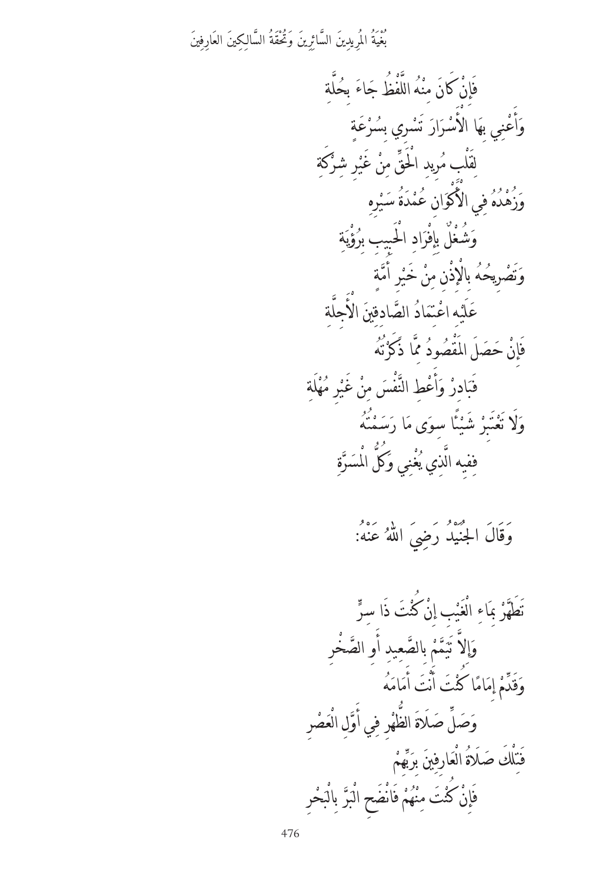فَإِنْ كَانَ مِنْهُ اللَّفْظُ جَاءَ بِحُلَّةٍ

وَأَعْنِي بِهَا الْأَسْرَارَ تَسْرِي بِسُرْعَةٍ

لِقَلْبِ مُرِيدِ الْحَقِّ مِنْ غَيْرِ شِرْكَةٍ

وَزُهْدُهُ فِي الْأَكْوَانِ عُمْدَةُ سَيْرِهِ

وَشُغْلٌ بِإِفْرَادِ الْحَبِيبِ بِرُؤْيَةٍ

وَتَصْرِيحُهُ بِالْإِذْنِ مِنْ خَيْرِ أُمَّةٍ

عَلَيْهِ اعْتِمَادُ الصَّادِقِينَ الْأَجِلَّةِ

فَإِنْ حَصَلَ الْمَقْصُودُ مِمَّا ذَكَرْتُهُ

فَبَادِرْ وَأَعْطِ النَّفْسَ مِنْ غَيْرِ مُهْلَةٍ

وَلَا تَعْتَبِرْ شَيْئًا سِوَى مَا رَسَمْتُهُ

فَفِيهِ الَّذِي يُغْنِي وَكُلُّ الْمَسَرَّةِ

وَقَالَ الجُنَيْدُ رَضِيَ اللهُ عَنْهُ:

تَطَهَّرْ بِمَاءِ الْغَيْبِ إِنْ كُنْتَ ذَا سِرٍّ

وَإِلَّا تَيَمَّمْ بِالصَّعِيدِ أَوِ الصَّخْرِ

وَقَدِّمْ إِمَامًا كُنْتَ أَنْتَ أَمَامَهُ

وَصَلِّ صَلَاةَ الظُّهْرِ فِي أَوَّلِ الْعَصْرِ

فَتِلْكَ صَلَاةُ الْعَارِفِينَ بِرَبِّهِمْ

فَإِنْ كُنْتَ مِنْهُمْ فَانْضَحِ الْبَرَّ بِالْبَحْرِ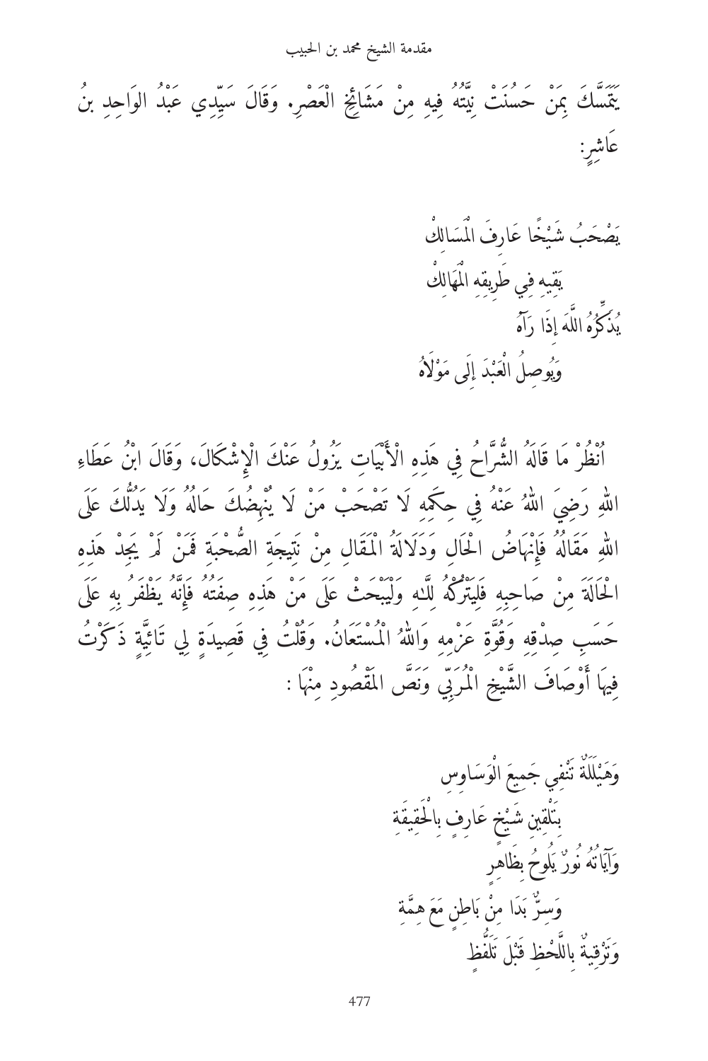يَتَمَسَّكَ بِمَنْ حَسُنَتْ نِيَّتُهُ فِيهِ مِنْ مَشَائِخِ الْعَصْرِ. وَقَالَ سَيِّدِي عَبْدُ الوَاحِدِ بْنُ عَاشِرٍ:

يَصْحَبُ شَيْخًا عَارِفَ الْمَسَالِكْ
يَقِيهِ فِي طَرِيقِهِ الْمَهَالِكْ
يُذَكِّرُهُ اللَّهَ إِذَا رَآهُ
وَيُوصِلُ الْعَبْدَ إِلَى مَوْلَاهُ

اُنْظُرْ مَا قَالَهُ الشُّرَّاحُ فِي هَذِهِ الْأَبْيَاتِ يَزُولُ عَنْكَ الْإِشْكَالُ، وَقَالَ ابْنُ عَطَاءِ اللهِ رَضِيَ اللهُ عَنْهُ فِي حِكَمِهِ لَا تَصْحَبْ مَنْ لَا يُنْهِضُكَ حَالُهُ وَلَا يَدُلُّكَ عَلَى اللهِ مَقَالُهُ فَإِنْهَاضُ الْحَالِ وَدَلَالَةُ الْمَقَالِ مِنْ نَتِيجَةِ الصُّحْبَةِ فَمَنْ لَمْ يَجِدْ هَذِهِ الْحَالَةَ مِنْ صَاحِبِهِ فَلْيَتْرُكْهُ لِلَّهِ وَلْيَبْحَثْ عَلَى مَنْ هَذِهِ صِفَتُهُ فَإِنَّهُ يَظْفَرُ بِهِ عَلَى حَسَبِ صِدْقِهِ وَقُوَّةِ عَزْمِهِ وَاللهُ الْمُسْتَعَانُ. وَقُلْتُ فِي قَصِيدَةٍ لِي تَائِيَّةٍ ذَكَرْتُ فِيهَا أَوْصَافَ الشَّيْخِ الْمُرَبِّي وَنَصُّ الْمَقْصُودِ مِنْهَا :

وَهَيْلَلَةٌ تَنْفِي جَمِيعَ الْوَسَاوِسِ
بِتَلْقِينِ شَيْخٍ عَارِفٍ بِالْحَقِيقَةِ
وَآيَاتُهُ نُورٌ يَلُوحُ بِظَاهِرٍ
وَسِرٌّ بَدَا مِنْ بَاطِنٍ مَعَ هِمَّةِ
وَتَرْقِيَةٌ بِاللَّحْظِ قَبْلَ تَلَفُّظٍ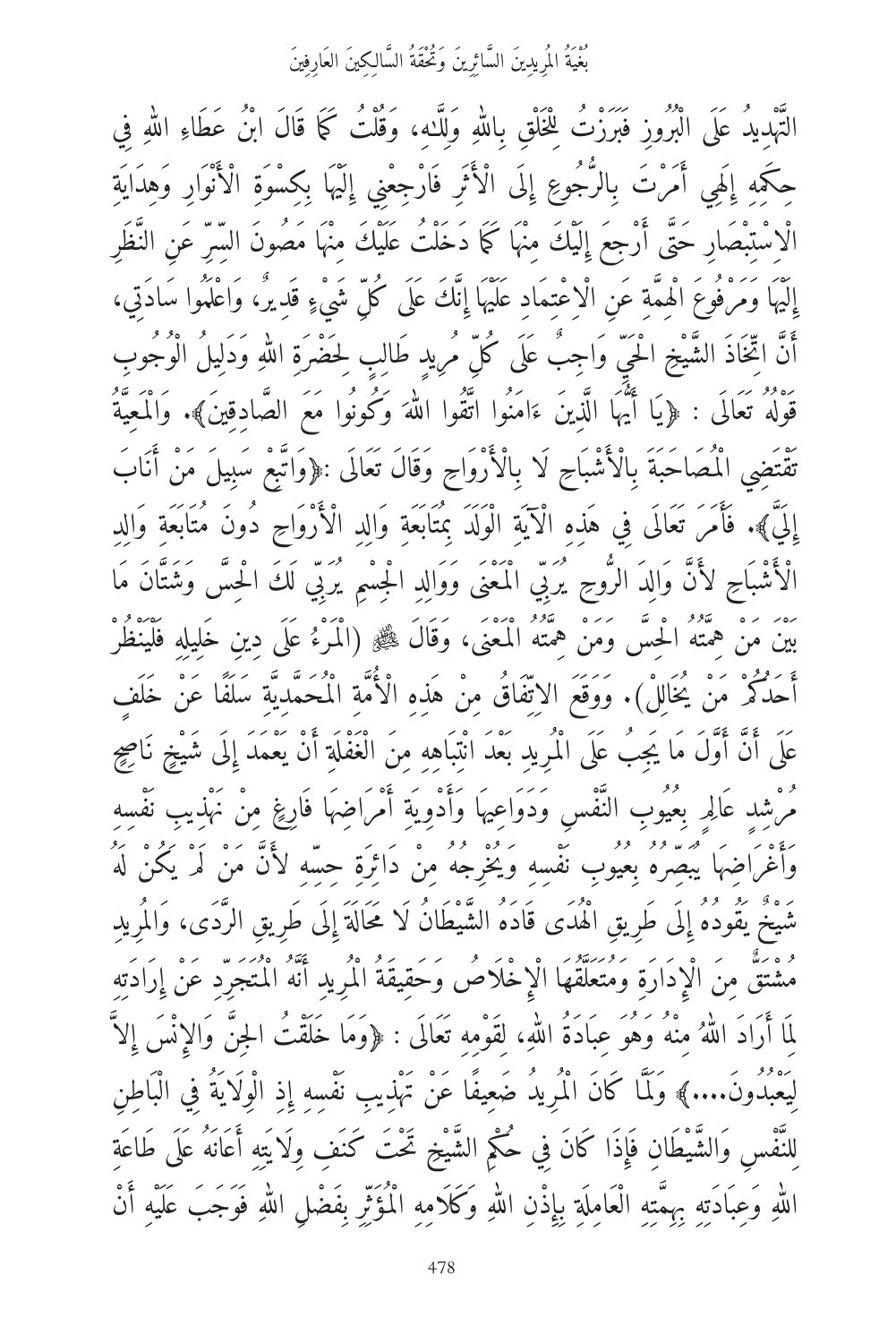التَّهْدِيدُ عَلَى الْبُرُوزِ فَبَرَزْتُ لِلْخَلْقِ بِاللهِ وَلِلَّهِ، وَقُلْتُ كَمَا قَالَ ابْنُ عَطَاءِ اللهِ فِي حِكَمِهِ إِلَهِي أَمَرْتَ بِالرُّجُوعِ إِلَى الْأَثَرِ فَارْجِعْنِي إِلَيْهَا بِكِسْوَةِ الْأَنْوَارِ وَهِدَايَةِ الاسْتِبْصَارِ حَتَّى أَرْجِعَ إِلَيْكَ مِنْهَا كَمَا دَخَلْتُ عَلَيْكَ مِنْهَا مَصُونَ السِّرِّ عَنِ النَّظَرِ إِلَيْهَا وَمَرْفُوعَ الْهِمَّةِ عَنِ الاعْتِمَادِ عَلَيْهَا إِنَّكَ عَلَى كُلِّ شَيْءٍ قَدِيرٌ، وَاعْلَمُوا سَادَتِي، أَنَّ اتِّخَاذَ الشَّيْخِ الْحَيِّ وَاجِبٌ عَلَى كُلِّ مُرِيدٍ طَالِبٍ لِحَضْرَةِ اللهِ وَدَلِيلُ الْوُجُوبِ قَوْلُهُ تَعَالَى: ﴿يَا أَيُّهَا الَّذِينَ ءَامَنُوا اتَّقُوا اللهَ وَكُونُوا مَعَ الصَّادِقِينَ﴾. وَالْمَعِيَّةُ تَقْتَضِي الْمُصَاحَبَةَ بِالْأَشْبَاحِ لَا بِالْأَرْوَاحِ وَقَالَ تَعَالَى :﴿وَاتَّبِعْ سَبِيلَ مَنْ أَنَابَ إِلَيَّ﴾. فَأَمَرَ تَعَالَى فِي هَذِهِ الْآيَةِ الْوَلَدَ بِمُتَابَعَةِ وَالِدِ الْأَرْوَاحِ دُونَ مُتَابَعَةِ وَالِدِ الْأَشْبَاحِ لِأَنَّ وَالِدَ الرُّوحِ يُرَبِّي الْمَعْنَى وَوَالِدِ الْجِسْمِ يُرَبِّي لَكَ الْحِسَّ وَشَتَّانَ مَا بَيْنَ مَنْ هِمَّتُهُ الْحِسُّ وَمَنْ هِمَّتُهُ الْمَعْنَى، وَقَالَ ﷺ (الْمَرْءُ عَلَى دِينِ خَلِيلِهِ فَلْيَنْظُرْ أَحَدُكُمْ مَنْ يُخَالِلْ). وَوَقَعَ الاتِّفَاقُ مِنْ هَذِهِ الْأُمَّةِ الْمُحَمَّدِيَّةِ سَلَفًا عَنْ خَلَفٍ عَلَى أَنَّ أَوَّلَ مَا يَجِبُ عَلَى الْمُرِيدِ بَعْدَ انْتِبَاهِهِ مِنَ الْغَفْلَةِ أَنْ يَعْمَدَ إِلَى شَيْخٍ نَاصِحٍ مُرْشِدٍ عَالِمٍ بِعُيُوبِ النَّفْسِ وَدَوَاعِيهَا وَأَدْوِيَةِ أَمْرَاضِهَا فَارِغٍ مِنْ تَهْذِيبِ نَفْسِهِ وَأَغْرَاضِهَا يُبَصِّرُهُ بِعُيُوبِ نَفْسِهِ وَيُخْرِجُهُ مِنْ دَائِرَةِ حِسِّهِ لِأَنَّ مَنْ لَمْ يَكُنْ لَهُ شَيْخٌ يَقُودُهُ إِلَى طَرِيقِ الْهُدَى قَادَهُ الشَّيْطَانُ لَا مَحَالَةَ إِلَى طَرِيقِ الرَّدَى، وَالْمُرِيدُ مُشْتَقٌّ مِنَ الْإِدَارَةِ وَمُتَعَلَّقُهَا الْإِخْلَاصُ وَحَقِيقَةُ الْمُرِيدِ أَنَّهُ الْمُتَجَرِّدُ عَنْ إِرَادَتِهِ لِمَا أَرَادَ اللهُ مِنْهُ وَهُوَ عِبَادَةُ اللهِ، لِقَوْمِهِ تَعَالَى: ﴿وَمَا خَلَقْتُ الْجِنَّ وَالْإِنْسَ إِلَّا لِيَعْبُدُونَ....﴾ وَلَمَّا كَانَ الْمُرِيدُ ضَعِيفًا عَنْ تَهْذِيبِ نَفْسِهِ إِذِ الْوِلَايَةُ فِي الْبَاطِنِ لِلنَّفْسِ وَالشَّيْطَانِ فَإِذَا كَانَ فِي حُكْمِ الشَّيْخِ تَحْتَ كَنَفِ وِلَايَتِهِ أَعَانَهُ عَلَى طَاعَةِ اللهِ وَعِبَادَتِهِ بِهِمَّتِهِ الْعَامِلَةِ بِإِذْنِ اللهِ وَكَلَامِهِ الْمُؤَثِّرِ بِفَضْلِ اللهِ فَوَجَبَ عَلَيْهِ أَنْ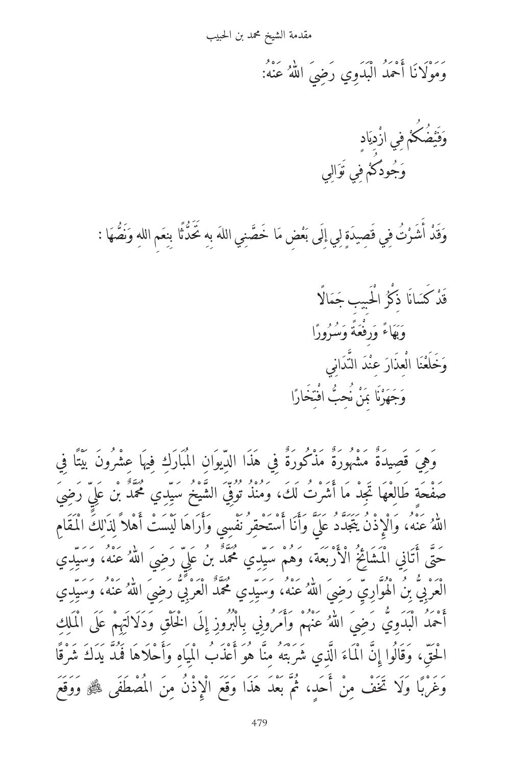وَمَوْلاَنَا أَحْمَدُ الْبَدَوِي رَضِيَ اللّٰهُ عَنْهُ:

وَفَيْضُكُمْ فِي ازْدِيَادٍ
وَجُودُكُمْ فِي تَوَالِي

وَقَدْ أَشَرْتُ فِي قَصِيدَةٍ لِي إِلَى بَعْضِ مَا خَصَّنِي اللهَ بِهِ تَحَدُّثًا بِنِعَمِ اللهِ وَنَصُّهَا :

قَدْ كَسَانَا ذِكْرُ الْحَبِيبِ جَمَالاً
وَبَهَاءً وَرِفْعَةً وَسُرُورًا
وَخَلَعْنَا الْعِذَارَ عِنْدَ التَّدَانِي
وَجَهَرْنَا بِمَنْ نُحِبُّ افْتِخَارًا

وَهِيَ قَصِيدَةٌ مَشْهُورَةٌ مَذْكُورَةٌ فِي هَذَا الدِّيوَانِ الْمُبَارَكِ فِيهَا عِشْرُونَ بَيْتًا فِي صَفْحَةِ طَالِعْهَا تَجِدْ مَا أَشَرْتُ لَكَ، وَمُنْذُ تُوُفِّيَ الشَّيْخُ سَيِّدِي مُحَمَّدُ بْنُ عَلِيٍّ رَضِيَ اللّٰهُ عَنْهُ، وَالْإِذْنُ يَتَجَدَّدُ عَلَيَّ وَأَنَا أَسْتَحْقِرُ نَفْسِي وَأَرَاهَا لَيْسَتْ أَهْلاً لِذَلِكَ الْمَقَامِ حَتَّى أَتَانِي الْمَشَائِخُ الْأَرْبَعَةُ، وَهُمْ سَيِّدِي مُحَمَّدُ بْنُ عَلِيٍّ رَضِيَ اللّٰهُ عَنْهُ، وَسَيِّدِي الْعَرْبِيُّ بْنُ الْهَوَّارِيِّ رَضِيَ اللّٰهُ عَنْهُ، وَسَيِّدِي مُحَمَّدٌ الْعَرْبِيُّ رَضِيَ اللّٰهُ عَنْهُ، وَسَيِّدِي أَحْمَدُ الْبَدَوِيُّ رَضِيَ اللّٰهُ عَنْهُمْ وَأَمَرُونِي بِالْبُرُوزِ إِلَى الْخَلْقِ وَدَلَالَتِهِمْ عَلَى الْمَلِكِ الْحَقِّ، وَقَالُوا إِنَّ الْمَاءَ الَّذِي شَرِبْتَهُ مِنَّا هُوَ أَعْذَبُ الْمِيَاهِ وَأَحْلاَهَا فَمُدَّ يَدَكَ شَرْقًا وَغَرْبًا وَلَا تَخَفْ مِنْ أَحَدٍ، ثُمَّ بَعْدَ هَذَا وَقَعَ الْإِذْنُ مِنَ الْمُصْطَفَى ﷺ وَوَقَعَ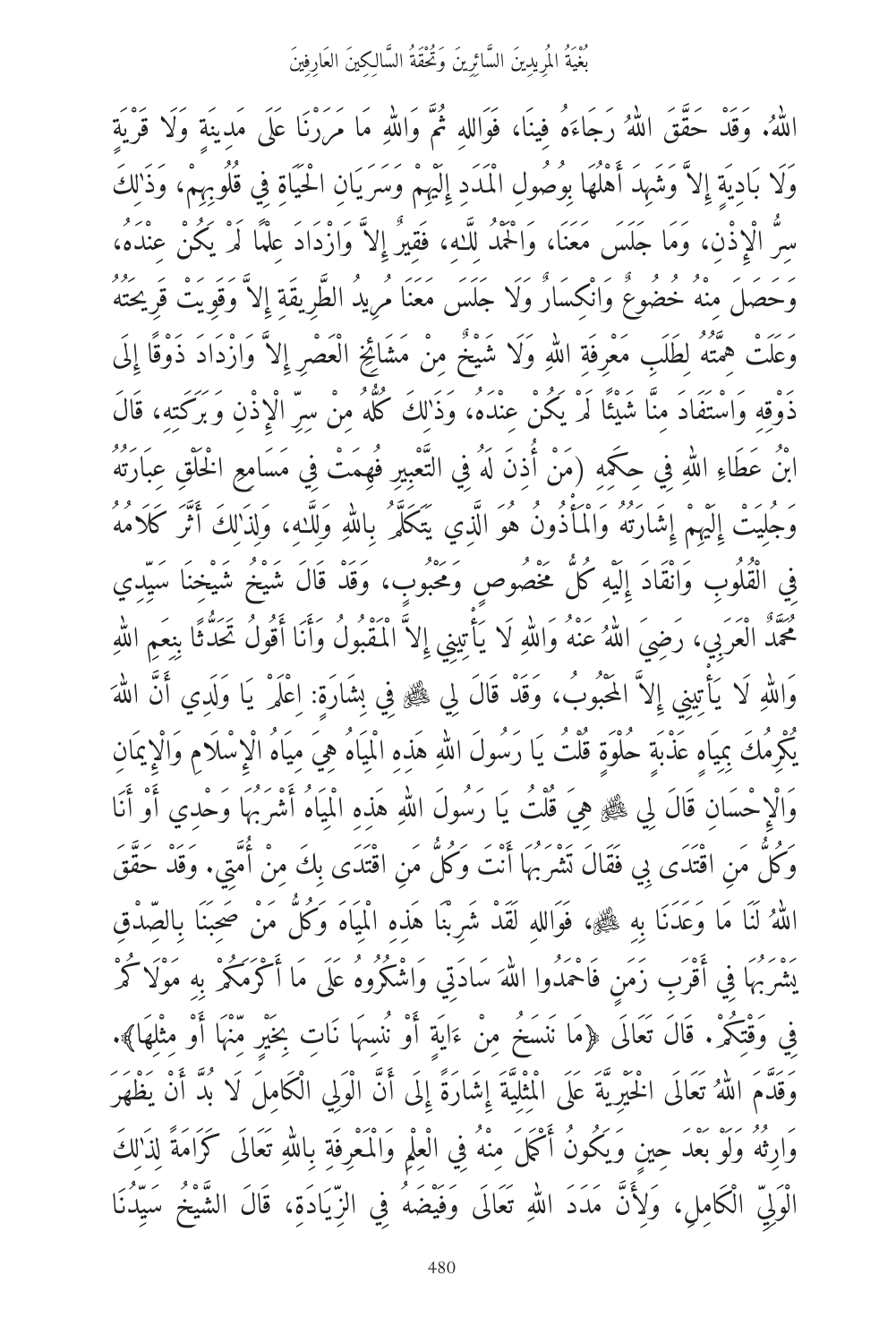اللهُ. وَقَدْ حَقَّقَ اللهُ رَجَاءَهُ فِينَا، فَوَاللهِ ثُمَّ وَاللهِ مَا مَرَرْنَا عَلَى مَدِينَةٍ وَلَا قَرْيَةٍ وَلَا بَادِيَةٍ إِلاَّ وَشَهِدَ أَهْلُهَا بِوُصُولِ الْمَدَدِ إِلَيْهِمْ وَسَرَيَانِ الْحَيَاةِ فِي قُلُوبِهِمْ، وَذَٰلِكَ سِرُّ الْإِذْنِ، وَمَا جَلَسَ مَعَنَا، وَالْحَمْدُ لِلَّهِ، فَقِيرٌ إِلاَّ وَازْدَادَ عِلْمًا لَمْ يَكُنْ عِنْدَهُ، وَحَصَلَ مِنْهُ خُضُوعٌ وَانْكِسَارٌ وَلَا جَلَسَ مَعَنَا مُرِيدُ الطَّرِيقَةِ إِلاَّ وَقَوِيَتْ قَرِيحَتُهُ وَعَلَتْ هِمَّتُهُ لِطَلَبِ مَعْرِفَةِ اللهِ وَلَا شَيْخٌ مِنْ مَشَائِخِ الْعَصْرِ إِلاَّ وَازْدَادَ ذَوْقًا إِلَى ذَوْقِهِ وَاسْتَفَادَ مِنَّا شَيْئًا لَمْ يَكُنْ عِنْدَهُ، وَذَٰلِكَ كُلُّهُ مِنْ سِرِّ الْإِذْنِ وَبَرَكَتِهِ، قَالَ ابْنُ عَطَاءِ اللهِ فِي حِكَمِهِ (مَنْ أُذِنَ لَهُ فِي التَّعْبِيرِ فُهِمَتْ فِي مَسَامِعِ الْخَلْقِ عِبَارَتُهُ وَجُلِيَتْ إِلَيْهِمْ إِشَارَتُهُ وَالْمَأْذُونُ هُوَ الَّذِي يَتَكَلَّمُ بِاللهِ وَلِلَّهِ، وَلِذَٰلِكَ أَثَّرَ كَلَامُهُ فِي الْقُلُوبِ وَانْقَادَ إِلَيْهِ كُلُّ مَخْصُوصٍ وَمَحْبُوبٍ، وَقَدْ قَالَ شَيْخُ شَيْخِنَا سَيِّدِي مُحَمَّدٌ الْعَرَبِي، رَضِيَ اللهُ عَنْهُ وَاللهِ لَا يَأْتِينِي إِلاَّ الْمَقْبُولُ وَأَنَا أَقُولُ تَحَدُّثًا بِنِعَمِ اللهِ وَاللهِ لَا يَأْتِينِي إِلاَّ الْمَحْبُوبُ، وَقَدْ قَالَ لِي ﷺ فِي بِشَارَةٍ: اِعْلَمْ يَا وَلَدِي أَنَّ اللهَ يُكْرِمُكَ بِمِيَاهٍ عَذْبَةٍ حُلْوَةٍ قُلْتُ يَا رَسُولَ اللهِ هَذِهِ الْمِيَاهُ هِيَ مِيَاهُ الْإِسْلَامِ وَالْإِيمَانِ وَالْإِحْسَانِ قَالَ لِي ﷺ هِيَ قُلْتُ يَا رَسُولَ اللهِ هَذِهِ الْمِيَاهُ أَشْرَبُهَا وَحْدِي أَوْ أَنَا وَكُلُّ مَنِ اقْتَدَى بِي فَقَالَ تَشْرَبُهَا أَنْتَ وَكُلُّ مَنِ اقْتَدَى بِكَ مِنْ أُمَّتِي. وَقَدْ حَقَّقَ اللهُ لَنَا مَا وَعَدَنَا بِهِ ﷺ، فَوَاللهِ لَقَدْ شَرِبْنَا هَذِهِ الْمِيَاهَ وَكُلُّ مَنْ صَحِبَنَا بِالصِّدْقِ يَشْرَبُهَا فِي أَقْرَبِ زَمَنٍ فَاحْمَدُوا اللهَ سَادَتِي وَاشْكُرُوهُ عَلَى مَا أَكْرَمَكُمْ بِهِ مَوْلَاكُمْ فِي وَقْتِكُمْ. قَالَ تَعَالَى ﴿مَا نَنسَخْ مِنْ ءَايَةٍ أَوْ نُنسِهَا نَاتِ بِخَيْرٍ مِّنْهَا أَوْ مِثْلِهَا﴾. وَقَدَّمَ اللهُ تَعَالَى الْخَيْرِيَّةَ عَلَى الْمِثْلِيَّةِ إِشَارَةً إِلَى أَنَّ الْوَلِيَ الْكَامِلَ لَا بُدَّ أَنْ يَظْهَرَ وَارِثُهُ وَلَوْ بَعْدَ حِينٍ وَيَكُونُ أَكْمَلَ مِنْهُ فِي الْعِلْمِ وَالْمَعْرِفَةِ بِاللهِ تَعَالَى كَرَامَةً لِذَٰلِكَ الْوَلِيِّ الْكَامِلِ، وَلِأَنَّ مَدَدَ اللهِ تَعَالَى وَفَيْضَهُ فِي الزِّيَادَةِ، قَالَ الشَّيْخُ سَيِّدُنَا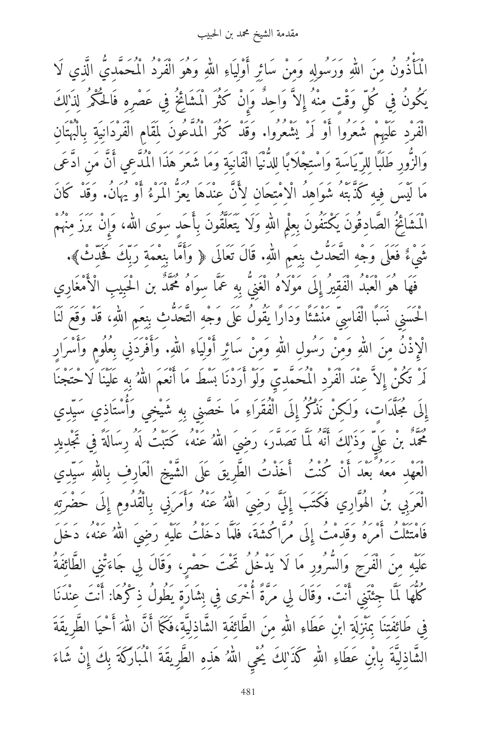الْمَأْذُونُ مِنَ اللهِ وَرَسُولِهِ وَمِنْ سَائِرِ أَوْلِيَاءِ اللهِ وَهُوَ الْفَرْدُ الْمُحَمَّدِيُّ الَّذِي لَا يَكُونُ فِي كُلِّ وَقْتٍ مِنْهُ إِلاَّ وَاحِدٌ وَإِنْ كَثُرَ الْمَشَائِخُ فِي عَصْرِهِ فَالْحُكْمُ لِذَٰلِكَ الْفَرْدِ عَلَيْهِمْ شَعَرُوا أَوْ لَمْ يَشْعُرُوا. وَقَدْ كَثُرَ الْمُدَّعُونَ لِمَقَامِ الْفَرْدَانِيَةِ بِالْبُهْتَانِ وَالزُّورِ طَلَبًا لِلرِّيَاسَةِ وَاسْتِجْلاَبًا لِلدُّنْيَا الْفَانِيَةِ وَمَا شَعَرَ هَذَا الْمُدَّعِي أَنَّ مَنِ ادَّعَى مَا لَيْسَ فِيهِ كَذَّبَتْهُ شَوَاهِدُ الِامْتِحَانِ لِأَنَّ عِنْدَهَا يَعِزُّ الْمَرْءُ أَوْ يُهَانُ. وَقَدْ كَانَ الْمَشَائِخُ الصَّادِقُونَ يَكْتَفُونَ بِعِلْمِ اللهِ وَلَا يَتَعَلَّقُونَ بِأَحَدٍ سِوَى الله، وَإِنْ بَرَزَ مِنْهُمْ شَيْءٌ فَعَلَى وَجْهِ التَّحَدُّثِ بِنِعَمِ اللهِ. قَالَ تَعَالَى ﴿ وَأَمَّا بِنِعْمَةِ رَبِّكَ فَحَدِّثْ﴾.

فَهَا هُوَ الْعَبْدُ الْفَقِيرُ إِلَى مَوْلَاهُ الْغَنِيُّ بِهِ عَمَّا سِوَاهُ مُحَمَّدُ بْنُ الْحَبِيبِ الْأَمْغَارِي الْحَسَنِي نَسَبًا الْفَاسِيّ مَنْشَأً وَدَارًا يَقُولُ عَلَى وَجْهِ التَّحَدُّثِ بِنِعَمِ اللهِ، قَدْ وَقَعَ لَنَا الْإِذْنُ مِنَ اللهِ وَمِنْ رَسُولِ اللهِ وَمِنْ سَائِرِ أَوْلِيَاءِ اللهِ. وَأَفْرَدَنِي بِعُلُومٍ وَأَسْرَارٍ لَمْ تَكُنْ إِلاَّ عِنْدَ الْفَرْدِ الْمُحَمَّدِيِّ وَلَوْ أَرَدْنَا بَسْطَ مَا أَنْعَمَ اللهُ بِهِ عَلَيْنَا لَاحْتَجْنَا إِلَى مُجَلَّدَاتٍ، وَلَكِنْ نَذْكُرُ إِلَى الْفُقَرَاءِ مَا خَصَّنِي بِهِ شَيْخِي وَأُسْتَاذِي سَيِّدِي مُحَمَّدُ بْنُ عَلِيٍّ وَذَٰلِكَ أَنَّهُ لَمَّا تَصَدَّرَ، رَضِيَ اللهُ عَنْهُ، كَتَبْتُ لَهُ رِسَالَةً فِي تَجْدِيدِ الْعَهْدِ مَعَهُ بَعْدَ أَنْ كُنْتُ أَخَذْتُ الطَّرِيقَ عَلَى الشَّيْخِ الْعَارِفِ بِاللهِ سَيِّدِي الْعَرَبِي بْنُ الْهَوَّارِي فَكَتَبَ إِلَيَّ رَضِيَ اللهُ عَنْهُ وَأَمَرَنِي بِالْقُدُومِ إِلَى حَضْرَتِهِ فَامْتَثَلْتُ أَمْرَهُ وَقَدِمْتُ إِلَى مُرَّاكُشَةَ، فَلَمَّا دَخَلْتُ عَلَيْهِ رَضِيَ اللهُ عَنْهُ، دَخَلَ عَلَيْهِ مِنَ الْفَرَحِ وَالسُّرُورِ مَا لَا يَدْخُلُ تَحْتَ حَصْرٍ، وَقَالَ لِي جَاءَتْنِي الطَّائِفَةُ كُلُّهَا لَمَّا جِئْتَنِي أَنْتَ. وَقَالَ لِي مَرَّةً أُخْرَى فِي بِشَارَةٍ يَطُولُ ذِكْرُهَا: أَنْتَ عِنْدَنَا فِي طَائِفَتِنَا بِمَنْزِلَةِ ابْنِ عَطَاءِ اللهِ مِنَ الطَّائِفَةِ الشَّاذِلِيَّةِ،فَكَمَا أَنَّ اللهَ أَحْيَا الطَّرِيقَةَ الشَّاذِلِيَّةَ بِابْنِ عَطَاءِ اللهِ كَذَٰلِكَ يُحْيِ اللهُ هَذِهِ الطَّرِيقَةَ الْمُبَارَكَةَ بِكَ إِنْ شَاءَ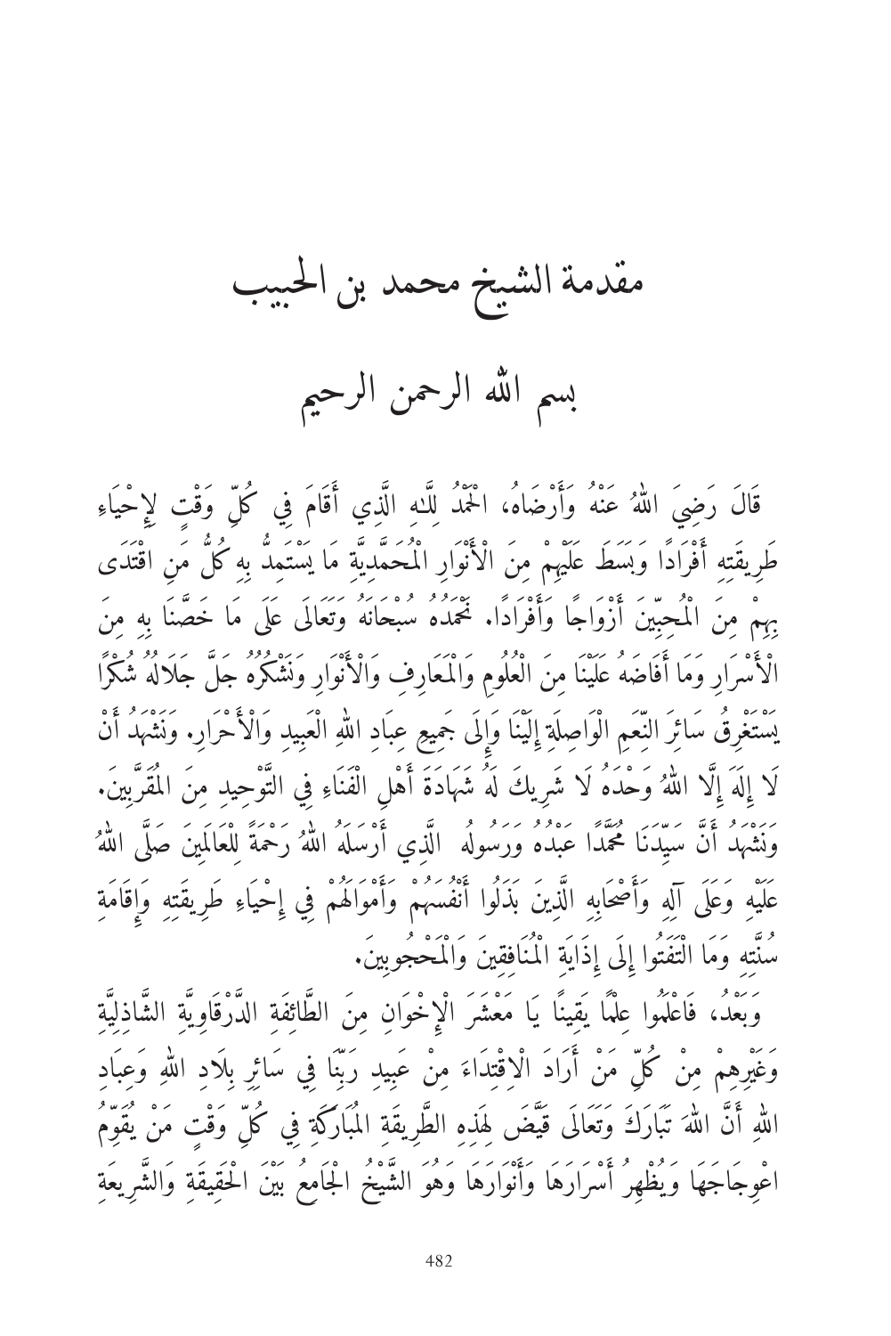# مقدمة الشيخ محمد بن الحبيب

## بسم الله الرحمن الرحيم

قَالَ رَضِيَ اللّٰهُ عَنْهُ وَأَرْضَاهُ، الْحَمْدُ لِلَّهِ الَّذِي أَقَامَ فِي كُلِّ وَقْتٍ لِإِحْيَاءِ طَرِيقَتِهِ أَفْرَادًا وَبَسَطَ عَلَيْهِمْ مِنَ الْأَنْوَارِ الْمُحَمَّدِيَّةِ مَا يَسْتَمِدُّ بِهِ كُلُّ مَنِ اقْتَدَى بِهِمْ مِنَ الْمُحِبِّينَ أَزْوَاجًا وَأَفْرَادًا. نَحْمَدُهُ سُبْحَانَهُ وَتَعَالَى عَلَى مَا خَصَّنَا بِهِ مِنَ الْأَسْرَارِ وَمَا أَفَاضَهُ عَلَيْنَا مِنَ الْعُلُومِ وَالْمَعَارِفِ وَالْأَنْوَارِ وَنَشْكُرُهُ جَلَّ جَلَالُهُ شُكْرًا يَسْتَغْرِقُ سَائِرَ النِّعَمِ الْوَاصِلَةِ إِلَيْنَا وَإِلَى جَمِيعِ عِبَادِ اللّٰهِ الْعَبِيدِ وَالْأَحْرَارِ. وَنَشْهَدُ أَنْ لَا إِلَهَ إِلَّا اللّٰهُ وَحْدَهُ لَا شَرِيكَ لَهُ شَهَادَةَ أَهْلِ الْفَنَاءِ فِي التَّوْحِيدِ مِنَ الْمُقَرَّبِينَ. وَنَشْهَدُ أَنَّ سَيِّدَنَا مُحَمَّدًا عَبْدُهُ وَرَسُولُهُ الَّذِي أَرْسَلَهُ اللّٰهُ رَحْمَةً لِلْعَالَمِينَ صَلَّى اللّٰهُ عَلَيْهِ وَعَلَى آلِهِ وَأَصْحَابِهِ الَّذِينَ بَذَلُوا أَنْفُسَهُمْ وَأَمْوَالَهُمْ فِي إِحْيَاءِ طَرِيقَتِهِ وَإِقَامَةِ سُنَّتِهِ وَمَا الْتَفَتُوا إِلَى إِذَايَةِ الْمُنَافِقِينَ وَالْمَحْجُوبِينَ.

وَبَعْدُ، فَاعْلَمُوا عِلْمًا يَقِينًا يَا مَعْشَرَ الْإِخْوَانِ مِنَ الطَّائِفَةِ الدَّرْقَاوِيَّةِ الشَّاذِلِيَّةِ وَغَيْرِهِمْ مِنْ كُلِّ مَنْ أَرَادَ الْاقْتِدَاءَ مِنْ عَبِيدِ رَبِّنَا فِي سَائِرِ بِلَادِ اللّٰهِ وَعِبَادِ اللّٰهِ أَنَّ اللّٰهَ تَبَارَكَ وَتَعَالَى قَيَّضَ لِهَذِهِ الطَّرِيقَةِ الْمُبَارَكَةِ فِي كُلِّ وَقْتٍ مَنْ يُقَوِّمُ اعْوِجَاجَهَا وَيُظْهِرُ أَسْرَارَهَا وَأَنْوَارَهَا وَهُوَ الشَّيْخُ الْجَامِعُ بَيْنَ الْحَقِيقَةِ وَالشَّرِيعَةِ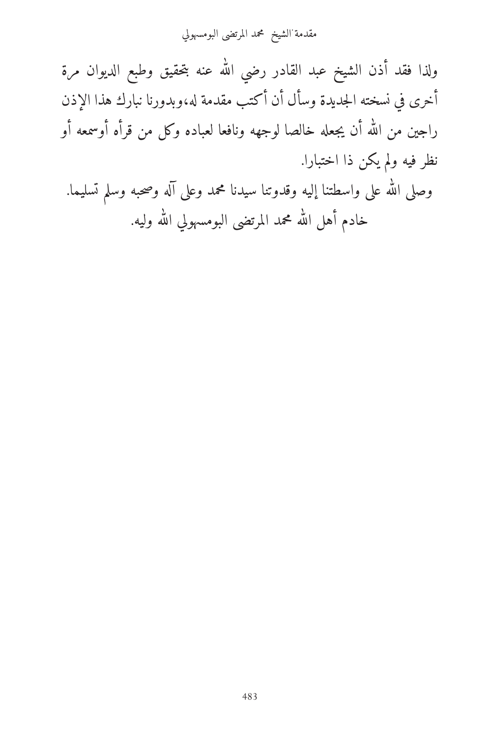ولذا فقد أذن الشيخ عبد القادر رضي الله عنه بتحقيق وطبع الديوان مرة أخرى في نسخته الجديدة وسأل أن أكتب مقدمة له،وبدورنا نبارك هذا الإذن راجين من الله أن يجعله خالصا لوجهه ونافعا لعباده وكل من قرأه أوسمعه أو نظر فيه ولم يكن ذا اختبارا.

وصلى الله على واسطتنا إليه وقدوتنا سيدنا محمد وعلى آله وصحبه وسلم تسليما.

خادم أهل الله محمد المرتضى البومسهولي الله وليه.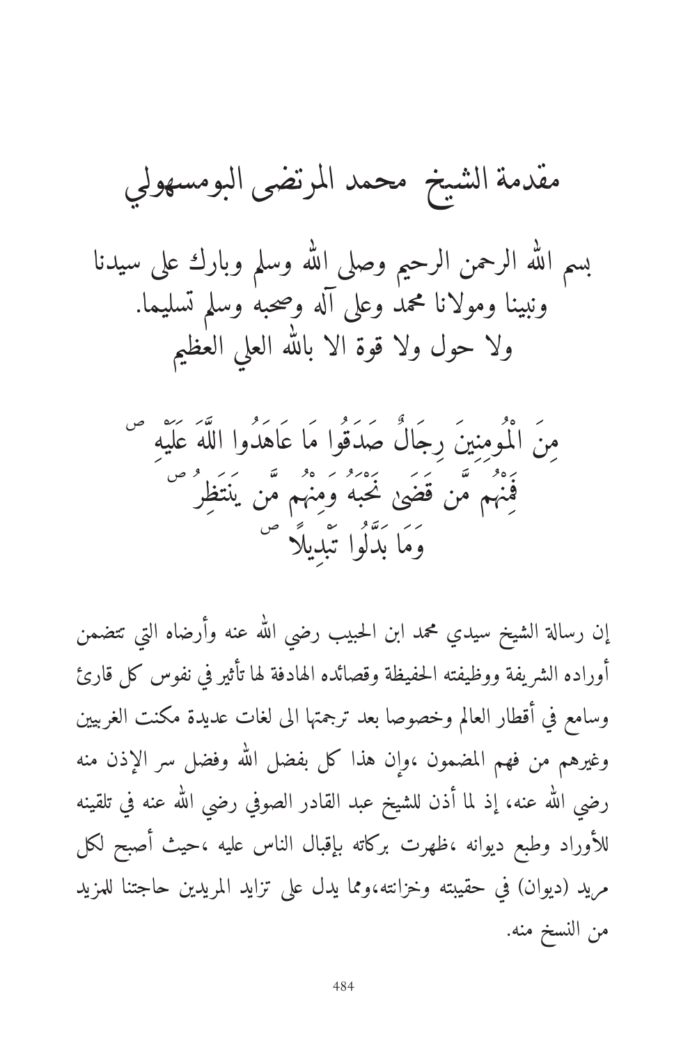# مقدمة الشيخ محمد المرتضى البومسهولي

بسم الله الرحمن الرحيم وصلى الله وسلم وبارك على سيدنا
ونبينا ومولانا محمد وعلى آله وصحبه وسلم تسليما.
ولا حول ولا قوة الا بالله العلي العظيم

مِنَ الْمُومِنِينَ رِجَالٌ صَدَقُوا مَا عَاهَدُوا اللَّهَ عَلَيْهِ ۖ
فَمِنْهُم مَّن قَضَىٰ نَحْبَهُ وَمِنْهُم مَّن يَنتَظِرُ ۖ
وَمَا بَدَّلُوا تَبْدِيلًا ۖ

إن رسالة الشيخ سيدي محمد ابن الحبيب رضي الله عنه وأرضاه التي تتضمن أوراده الشريفة ووظيفته الحفيظة وقصائده الهادفة لها تأثير في نفوس كل قارئ وسامع في أقطار العالم وخصوصا بعد ترجمتها الى لغات عديدة مكنت الغربيين وغيرهم من فهم المضمون ،وإن هذا كل بفضل الله وفضل سر الإذن منه رضي الله عنه، إذ لما أذن للشيخ عبد القادر الصوفي رضي الله عنه في تلقينه للأوراد وطبع ديوانه ،ظهرت بركاته بإقبال الناس عليه ،حيث أصبح لكل مريد (ديوان) في حقيبته وخزانته،ومما يدل على تزايد المريدين حاجتنا للمزيد من النسخ منه.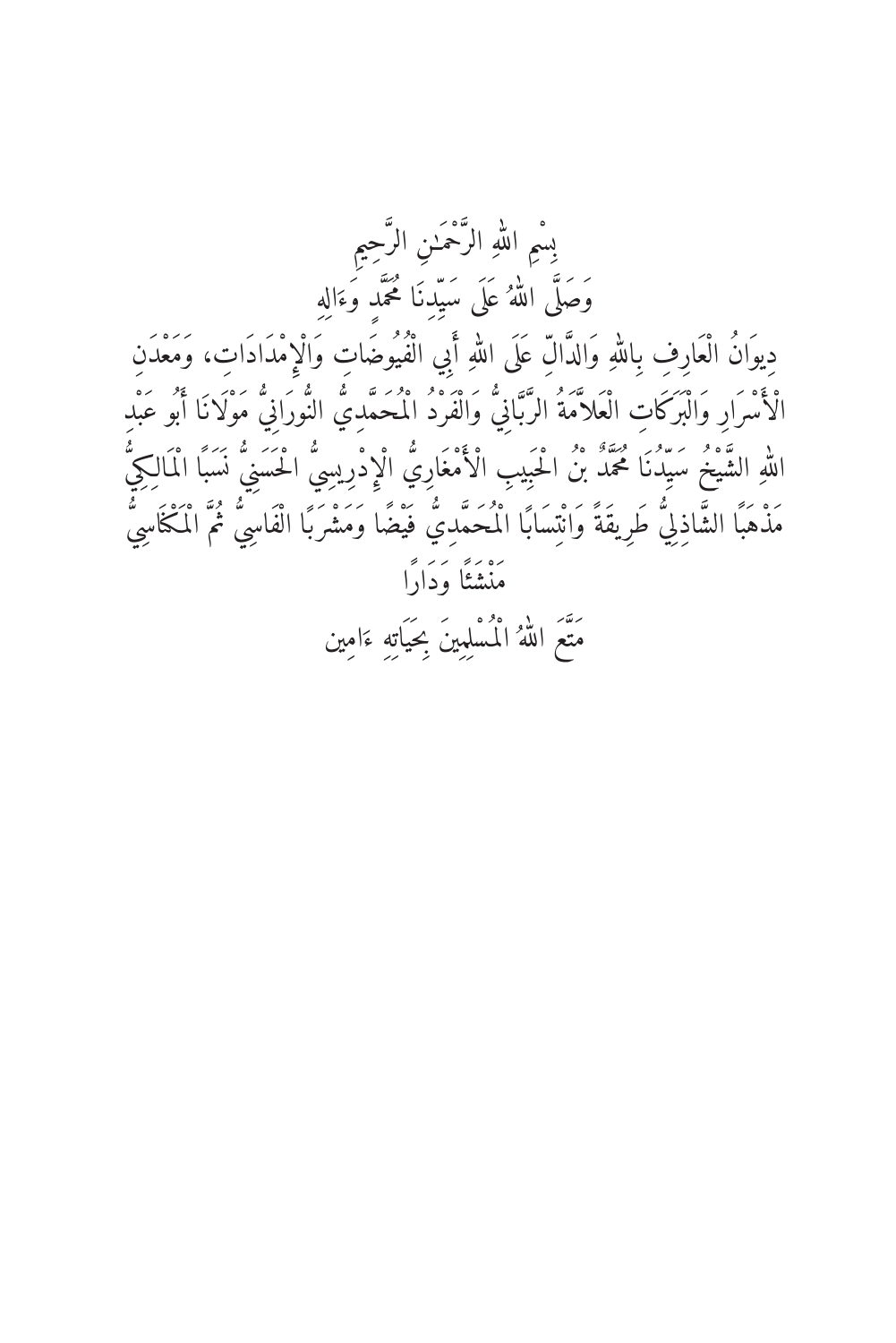بِسْمِ اللهِ الرَّحْمَٰنِ الرَّحِيمِ

وَصَلَّى اللهُ عَلَى سَيِّدِنَا مُحَمَّدٍ وَءَالِهِ

دِيوَانُ الْعَارِفِ بِاللهِ وَالدَّالِّ عَلَى اللهِ أَبِي الْفُيُوضَاتِ وَالْإِمْدَادَاتِ، وَمَعْدَنِ الْأَسْرَارِ وَالْبَرَكَاتِ الْعَلاَّمَةُ الرَّبَّانِيُّ وَالْفَرْدُ الْمُحَمَّدِيُّ النُّورَانِيُّ مَوْلَانَا أَبُو عَبْدِ اللهِ الشَّيْخُ سَيِّدُنَا مُحَمَّدُ بْنُ الْحَبِيبِ الْأَمْغَارِيُّ الْإِدْرِيسِيُّ الْحَسَنِيُّ نَسَبًا الْمَالِكِيُّ مَذْهَبًا الشَّاذِلِيُّ طَرِيقَةً وَانْتِسَابًا الْمُحَمَّدِيُّ فَيْضًا وَمَشْرَبًا الْفَاسِيُّ ثُمَّ الْمَكْنَاسِيُّ مَنْشَئًا وَدَارًا

مَتَّعَ اللهُ الْمُسْلِمِينَ بِحَيَاتِهِ ءَامِين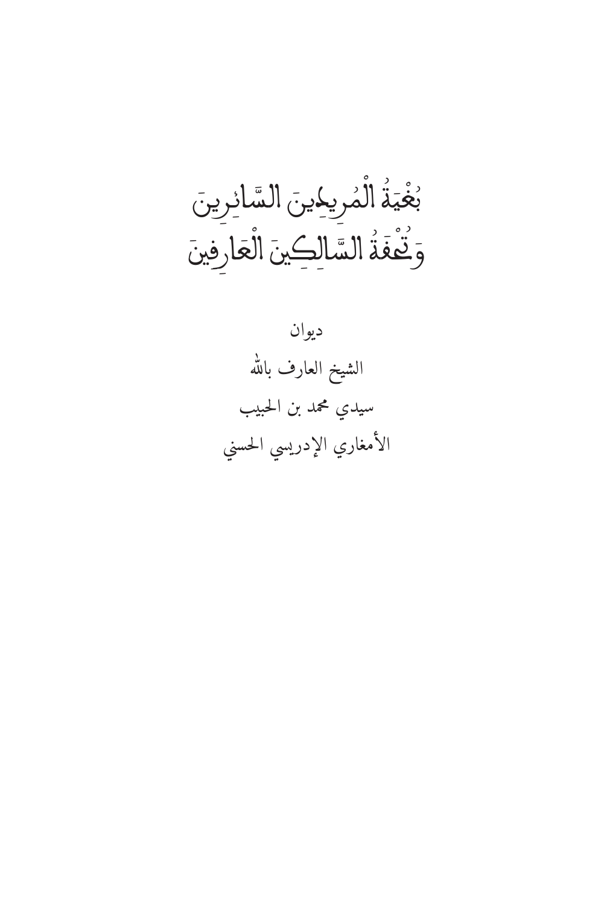# بُغْيَةُ الْمُرِيدِينَ السَّائِرِينَ
# وَتُحْفَةُ السَّالِكِينَ الْعَارِفِينَ

ديوان

الشيخ العارف بالله

سيدي محمد بن الحبيب

الأمغاري الإدريسي الحسني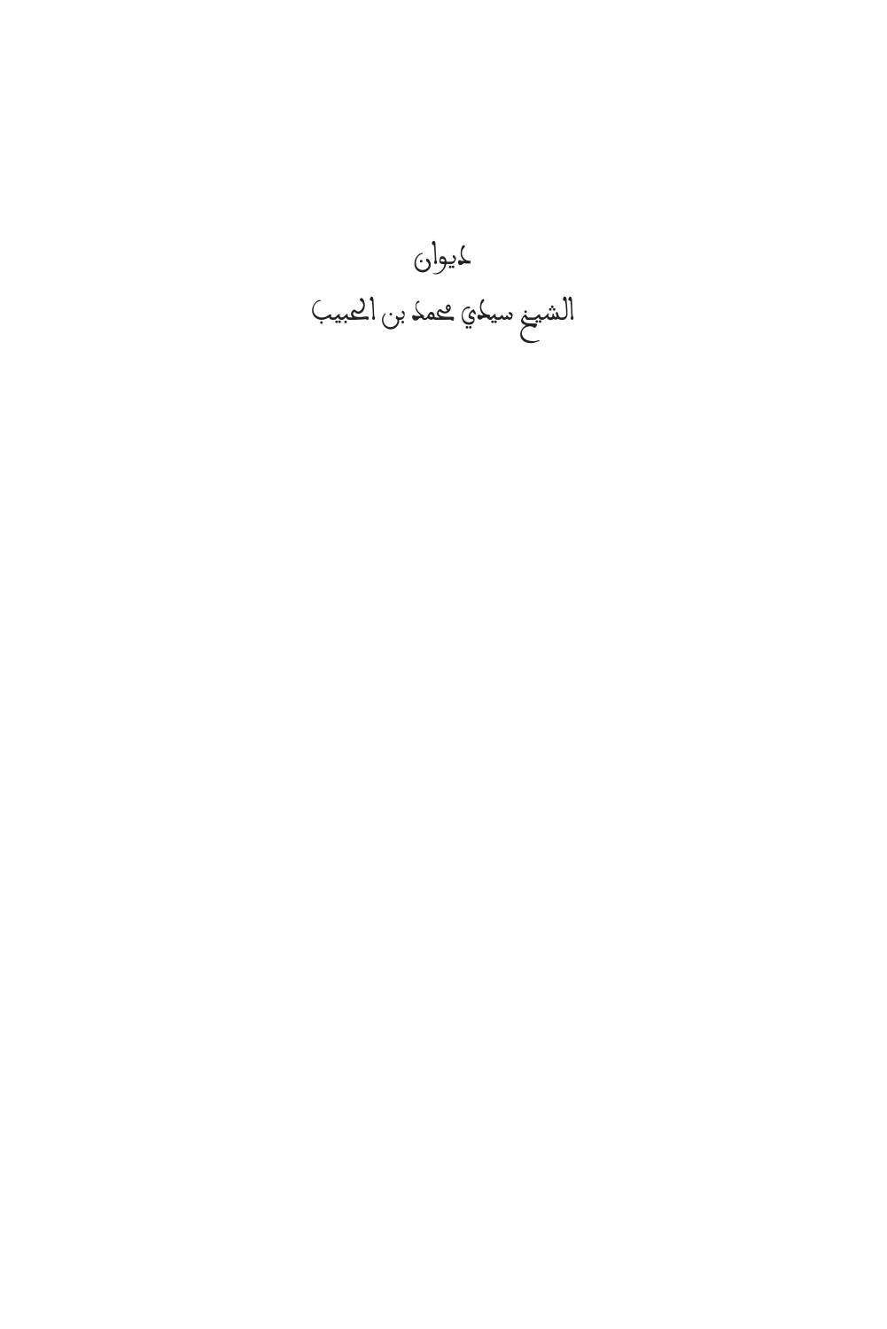# ديوان

# الشيخ سيدي محمد بن الحبيب